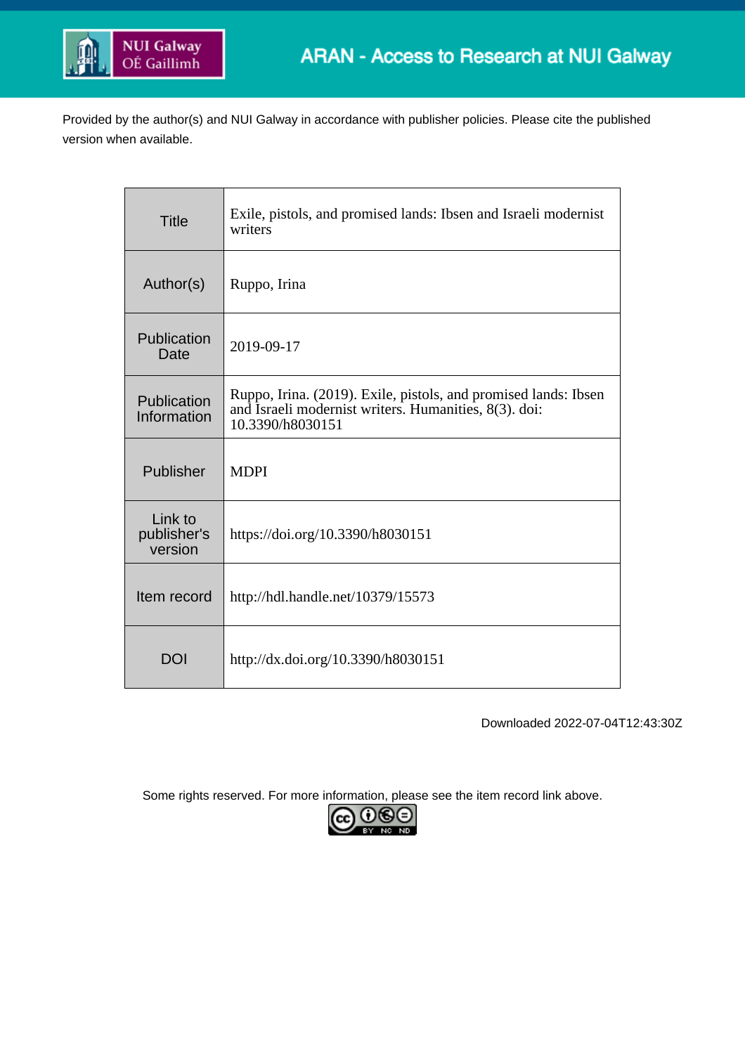NUI Galway
OÉ Gaillimh

ARAN - Access to Research at NUI Galway

Provided by the author(s) and NUI Galway in accordance with publisher policies. Please cite the published version when available.

| | |
|---|---|
| Title | Exile, pistols, and promised lands: Ibsen and Israeli modernist writers |
| Author(s) | Ruppo, Irina |
| Publication Date | 2019-09-17 |
| Publication Information | Ruppo, Irina. (2019). Exile, pistols, and promised lands: Ibsen and Israeli modernist writers. Humanities, 8(3). doi: 10.3390/h8030151 |
| Publisher | MDPI |
| Link to publisher's version | https://doi.org/10.3390/h8030151 |
| Item record | http://hdl.handle.net/10379/15573 |
| DOI | http://dx.doi.org/10.3390/h8030151 |

Downloaded 2022-07-04T12:43:30Z

Some rights reserved. For more information, please see the item record link above.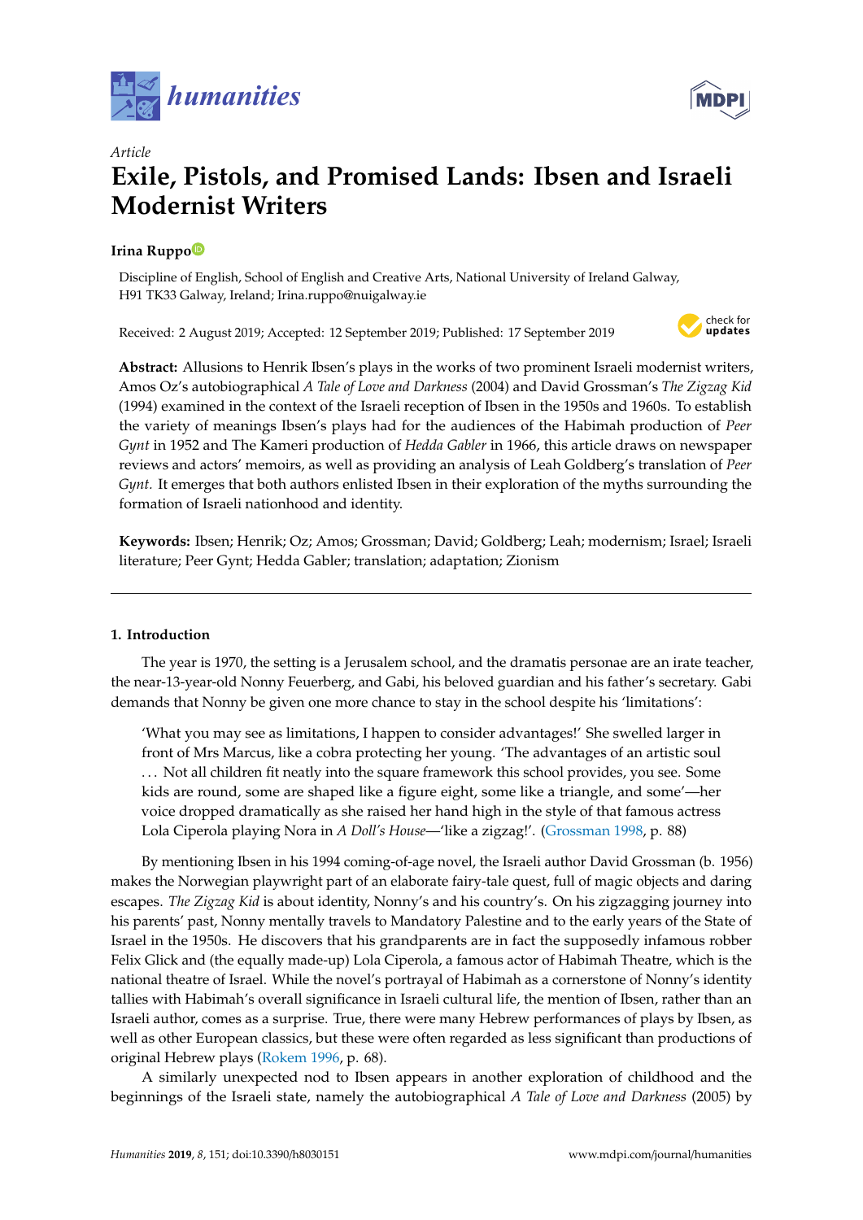Article

# Exile, Pistols, and Promised Lands: Ibsen and Israeli Modernist Writers

**Irina Ruppo**

Discipline of English, School of English and Creative Arts, National University of Ireland Galway, H91 TK33 Galway, Ireland; Irina.ruppo@nuigalway.ie

Received: 2 August 2019; Accepted: 12 September 2019; Published: 17 September 2019

**Abstract:** Allusions to Henrik Ibsen's plays in the works of two prominent Israeli modernist writers, Amos Oz's autobiographical *A Tale of Love and Darkness* (2004) and David Grossman's *The Zigzag Kid* (1994) examined in the context of the Israeli reception of Ibsen in the 1950s and 1960s. To establish the variety of meanings Ibsen's plays had for the audiences of the Habimah production of *Peer Gynt* in 1952 and The Kameri production of *Hedda Gabler* in 1966, this article draws on newspaper reviews and actors' memoirs, as well as providing an analysis of Leah Goldberg's translation of *Peer Gynt*. It emerges that both authors enlisted Ibsen in their exploration of the myths surrounding the formation of Israeli nationhood and identity.

**Keywords:** Ibsen; Henrik; Oz; Amos; Grossman; David; Goldberg; Leah; modernism; Israel; Israeli literature; Peer Gynt; Hedda Gabler; translation; adaptation; Zionism

---

## 1. Introduction

The year is 1970, the setting is a Jerusalem school, and the dramatis personae are an irate teacher, the near-13-year-old Nonny Feuerberg, and Gabi, his beloved guardian and his father's secretary. Gabi demands that Nonny be given one more chance to stay in the school despite his 'limitations':

> 'What you may see as limitations, I happen to consider advantages!' She swelled larger in front of Mrs Marcus, like a cobra protecting her young. 'The advantages of an artistic soul . . . Not all children fit neatly into the square framework this school provides, you see. Some kids are round, some are shaped like a figure eight, some like a triangle, and some'—her voice dropped dramatically as she raised her hand high in the style of that famous actress Lola Ciperola playing Nora in *A Doll's House*—'like a zigzag!'. (Grossman 1998, p. 88)

By mentioning Ibsen in his 1994 coming-of-age novel, the Israeli author David Grossman (b. 1956) makes the Norwegian playwright part of an elaborate fairy-tale quest, full of magic objects and daring escapes. *The Zigzag Kid* is about identity, Nonny's and his country's. On his zigzagging journey into his parents' past, Nonny mentally travels to Mandatory Palestine and to the early years of the State of Israel in the 1950s. He discovers that his grandparents are in fact the supposedly infamous robber Felix Glick and (the equally made-up) Lola Ciperola, a famous actor of Habimah Theatre, which is the national theatre of Israel. While the novel's portrayal of Habimah as a cornerstone of Nonny's identity tallies with Habimah's overall significance in Israeli cultural life, the mention of Ibsen, rather than an Israeli author, comes as a surprise. True, there were many Hebrew performances of plays by Ibsen, as well as other European classics, but these were often regarded as less significant than productions of original Hebrew plays (Rokem 1996, p. 68).

A similarly unexpected nod to Ibsen appears in another exploration of childhood and the beginnings of the Israeli state, namely the autobiographical *A Tale of Love and Darkness* (2005) by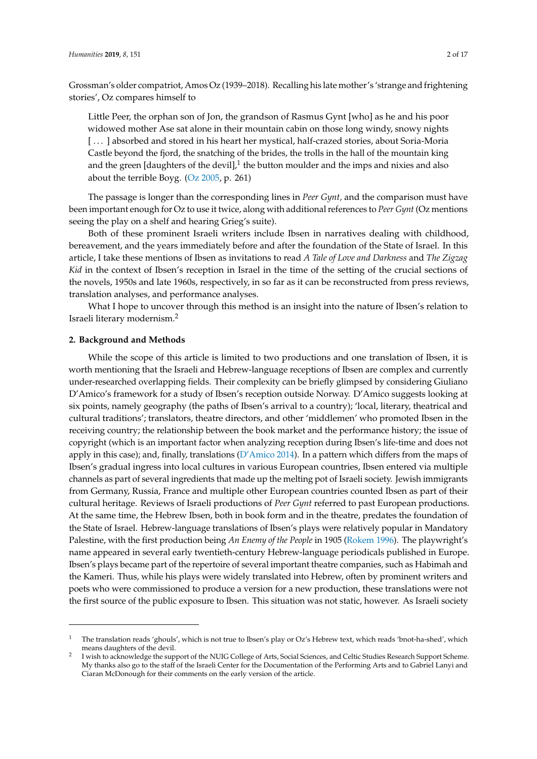Grossman's older compatriot, Amos Oz (1939–2018). Recalling his late mother's 'strange and frightening stories', Oz compares himself to

> Little Peer, the orphan son of Jon, the grandson of Rasmus Gynt [who] as he and his poor widowed mother Ase sat alone in their mountain cabin on those long windy, snowy nights [ . . . ] absorbed and stored in his heart her mystical, half-crazed stories, about Soria-Moria Castle beyond the fjord, the snatching of the brides, the trolls in the hall of the mountain king and the green [daughters of the devil],[1] the button moulder and the imps and nixies and also about the terrible Boyg. (Oz 2005, p. 261)

The passage is longer than the corresponding lines in *Peer Gynt,* and the comparison must have been important enough for Oz to use it twice, along with additional references to *Peer Gynt* (Oz mentions seeing the play on a shelf and hearing Grieg's suite).

Both of these prominent Israeli writers include Ibsen in narratives dealing with childhood, bereavement, and the years immediately before and after the foundation of the State of Israel. In this article, I take these mentions of Ibsen as invitations to read *A Tale of Love and Darkness* and *The Zigzag Kid* in the context of Ibsen's reception in Israel in the time of the setting of the crucial sections of the novels, 1950s and late 1960s, respectively, in so far as it can be reconstructed from press reviews, translation analyses, and performance analyses.

What I hope to uncover through this method is an insight into the nature of Ibsen's relation to Israeli literary modernism.[2]

## 2. Background and Methods

While the scope of this article is limited to two productions and one translation of Ibsen, it is worth mentioning that the Israeli and Hebrew-language receptions of Ibsen are complex and currently under-researched overlapping fields. Their complexity can be briefly glimpsed by considering Giuliano D'Amico's framework for a study of Ibsen's reception outside Norway. D'Amico suggests looking at six points, namely geography (the paths of Ibsen's arrival to a country); 'local, literary, theatrical and cultural traditions'; translators, theatre directors, and other 'middlemen' who promoted Ibsen in the receiving country; the relationship between the book market and the performance history; the issue of copyright (which is an important factor when analyzing reception during Ibsen's life-time and does not apply in this case); and, finally, translations (D'Amico 2014). In a pattern which differs from the maps of Ibsen's gradual ingress into local cultures in various European countries, Ibsen entered via multiple channels as part of several ingredients that made up the melting pot of Israeli society. Jewish immigrants from Germany, Russia, France and multiple other European countries counted Ibsen as part of their cultural heritage. Reviews of Israeli productions of *Peer Gynt* referred to past European productions. At the same time, the Hebrew Ibsen, both in book form and in the theatre, predates the foundation of the State of Israel. Hebrew-language translations of Ibsen's plays were relatively popular in Mandatory Palestine, with the first production being *An Enemy of the People* in 1905 (Rokem 1996). The playwright's name appeared in several early twentieth-century Hebrew-language periodicals published in Europe. Ibsen's plays became part of the repertoire of several important theatre companies, such as Habimah and the Kameri. Thus, while his plays were widely translated into Hebrew, often by prominent writers and poets who were commissioned to produce a version for a new production, these translations were not the first source of the public exposure to Ibsen. This situation was not static, however. As Israeli society

---

[1] The translation reads 'ghouls', which is not true to Ibsen's play or Oz's Hebrew text, which reads 'bnot-ha-shed', which means daughters of the devil.

[2] I wish to acknowledge the support of the NUIG College of Arts, Social Sciences, and Celtic Studies Research Support Scheme. My thanks also go to the staff of the Israeli Center for the Documentation of the Performing Arts and to Gabriel Lanyi and Ciaran McDonough for their comments on the early version of the article.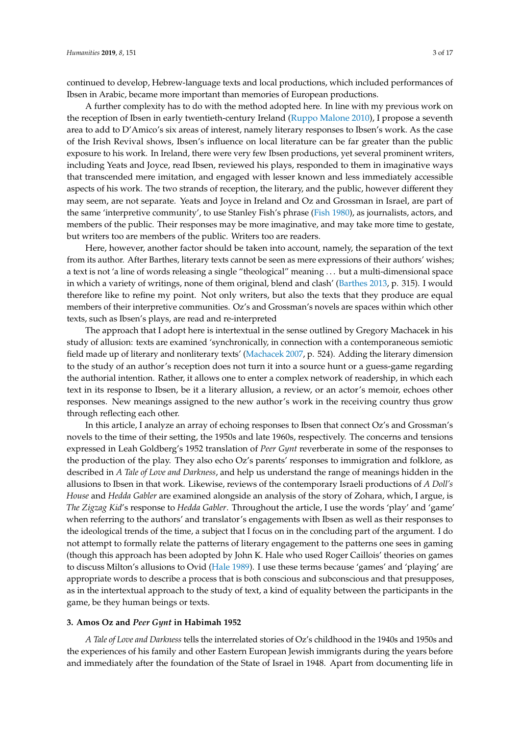continued to develop, Hebrew-language texts and local productions, which included performances of Ibsen in Arabic, became more important than memories of European productions.

A further complexity has to do with the method adopted here. In line with my previous work on the reception of Ibsen in early twentieth-century Ireland (Ruppo Malone 2010), I propose a seventh area to add to D'Amico's six areas of interest, namely literary responses to Ibsen's work. As the case of the Irish Revival shows, Ibsen's influence on local literature can be far greater than the public exposure to his work. In Ireland, there were very few Ibsen productions, yet several prominent writers, including Yeats and Joyce, read Ibsen, reviewed his plays, responded to them in imaginative ways that transcended mere imitation, and engaged with lesser known and less immediately accessible aspects of his work. The two strands of reception, the literary, and the public, however different they may seem, are not separate. Yeats and Joyce in Ireland and Oz and Grossman in Israel, are part of the same 'interpretive community', to use Stanley Fish's phrase (Fish 1980), as journalists, actors, and members of the public. Their responses may be more imaginative, and may take more time to gestate, but writers too are members of the public. Writers too are readers.

Here, however, another factor should be taken into account, namely, the separation of the text from its author. After Barthes, literary texts cannot be seen as mere expressions of their authors' wishes; a text is not 'a line of words releasing a single "theological" meaning ... but a multi-dimensional space in which a variety of writings, none of them original, blend and clash' (Barthes 2013, p. 315). I would therefore like to refine my point. Not only writers, but also the texts that they produce are equal members of their interpretive communities. Oz's and Grossman's novels are spaces within which other texts, such as Ibsen's plays, are read and re-interpreted

The approach that I adopt here is intertextual in the sense outlined by Gregory Machacek in his study of allusion: texts are examined 'synchronically, in connection with a contemporaneous semiotic field made up of literary and nonliterary texts' (Machacek 2007, p. 524). Adding the literary dimension to the study of an author's reception does not turn it into a source hunt or a guess-game regarding the authorial intention. Rather, it allows one to enter a complex network of readership, in which each text in its response to Ibsen, be it a literary allusion, a review, or an actor's memoir, echoes other responses. New meanings assigned to the new author's work in the receiving country thus grow through reflecting each other.

In this article, I analyze an array of echoing responses to Ibsen that connect Oz's and Grossman's novels to the time of their setting, the 1950s and late 1960s, respectively. The concerns and tensions expressed in Leah Goldberg's 1952 translation of *Peer Gynt* reverberate in some of the responses to the production of the play. They also echo Oz's parents' responses to immigration and folklore, as described in *A Tale of Love and Darkness*, and help us understand the range of meanings hidden in the allusions to Ibsen in that work. Likewise, reviews of the contemporary Israeli productions of *A Doll's House* and *Hedda Gabler* are examined alongside an analysis of the story of Zohara, which, I argue, is *The Zigzag Kid*'s response to *Hedda Gabler*. Throughout the article, I use the words 'play' and 'game' when referring to the authors' and translator's engagements with Ibsen as well as their responses to the ideological trends of the time, a subject that I focus on in the concluding part of the argument. I do not attempt to formally relate the patterns of literary engagement to the patterns one sees in gaming (though this approach has been adopted by John K. Hale who used Roger Caillois' theories on games to discuss Milton's allusions to Ovid (Hale 1989). I use these terms because 'games' and 'playing' are appropriate words to describe a process that is both conscious and subconscious and that presupposes, as in the intertextual approach to the study of text, a kind of equality between the participants in the game, be they human beings or texts.

## 3. Amos Oz and *Peer Gynt* in Habimah 1952

*A Tale of Love and Darkness* tells the interrelated stories of Oz's childhood in the 1940s and 1950s and the experiences of his family and other Eastern European Jewish immigrants during the years before and immediately after the foundation of the State of Israel in 1948. Apart from documenting life in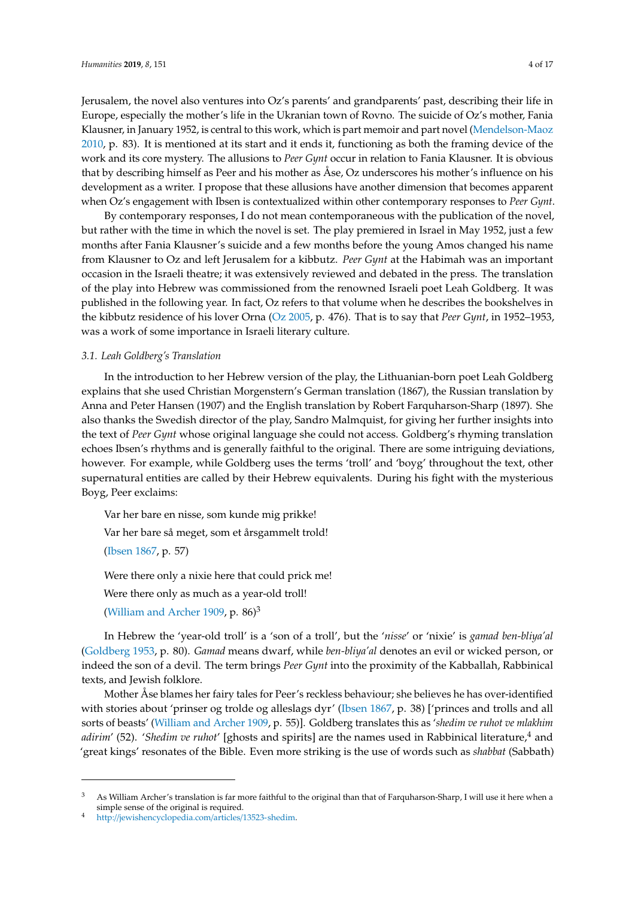Jerusalem, the novel also ventures into Oz's parents' and grandparents' past, describing their life in Europe, especially the mother's life in the Ukranian town of Rovno. The suicide of Oz's mother, Fania Klausner, in January 1952, is central to this work, which is part memoir and part novel (Mendelson-Maoz 2010, p. 83). It is mentioned at its start and it ends it, functioning as both the framing device of the work and its core mystery. The allusions to *Peer Gynt* occur in relation to Fania Klausner. It is obvious that by describing himself as Peer and his mother as Åse, Oz underscores his mother's influence on his development as a writer. I propose that these allusions have another dimension that becomes apparent when Oz's engagement with Ibsen is contextualized within other contemporary responses to *Peer Gynt*.

By contemporary responses, I do not mean contemporaneous with the publication of the novel, but rather with the time in which the novel is set. The play premiered in Israel in May 1952, just a few months after Fania Klausner's suicide and a few months before the young Amos changed his name from Klausner to Oz and left Jerusalem for a kibbutz. *Peer Gynt* at the Habimah was an important occasion in the Israeli theatre; it was extensively reviewed and debated in the press. The translation of the play into Hebrew was commissioned from the renowned Israeli poet Leah Goldberg. It was published in the following year. In fact, Oz refers to that volume when he describes the bookshelves in the kibbutz residence of his lover Orna (Oz 2005, p. 476). That is to say that *Peer Gynt*, in 1952–1953, was a work of some importance in Israeli literary culture.

### *3.1. Leah Goldberg's Translation*

In the introduction to her Hebrew version of the play, the Lithuanian-born poet Leah Goldberg explains that she used Christian Morgenstern's German translation (1867), the Russian translation by Anna and Peter Hansen (1907) and the English translation by Robert Farquharson-Sharp (1897). She also thanks the Swedish director of the play, Sandro Malmquist, for giving her further insights into the text of *Peer Gynt* whose original language she could not access. Goldberg's rhyming translation echoes Ibsen's rhythms and is generally faithful to the original. There are some intriguing deviations, however. For example, while Goldberg uses the terms 'troll' and 'boyg' throughout the text, other supernatural entities are called by their Hebrew equivalents. During his fight with the mysterious Boyg, Peer exclaims:

> Var her bare en nisse, som kunde mig prikke!
>
> Var her bare så meget, som et årsgammelt trold!
>
> (Ibsen 1867, p. 57)

> Were there only a nixie here that could prick me!
>
> Were there only as much as a year-old troll!
>
> (William and Archer 1909, p. 86)[3]

In Hebrew the 'year-old troll' is a 'son of a troll', but the '*nisse*' or 'nixie' is *gamad ben-bliya'al* (Goldberg 1953, p. 80). *Gamad* means dwarf, while *ben-bliya'al* denotes an evil or wicked person, or indeed the son of a devil. The term brings *Peer Gynt* into the proximity of the Kabballah, Rabbinical texts, and Jewish folklore.

Mother Åse blames her fairy tales for Peer's reckless behaviour; she believes he has over-identified with stories about 'prinser og trolde og alleslags dyr' (Ibsen 1867, p. 38) ['princes and trolls and all sorts of beasts' (William and Archer 1909, p. 55)]. Goldberg translates this as '*shedim ve ruhot ve mlakhim adirim*' (52). '*Shedim ve ruhot*' [ghosts and spirits] are the names used in Rabbinical literature,[4] and 'great kings' resonates of the Bible. Even more striking is the use of words such as *shabbat* (Sabbath)

---

[3] As William Archer's translation is far more faithful to the original than that of Farquharson-Sharp, I will use it here when a simple sense of the original is required.

[4] http://jewishencyclopedia.com/articles/13523-shedim.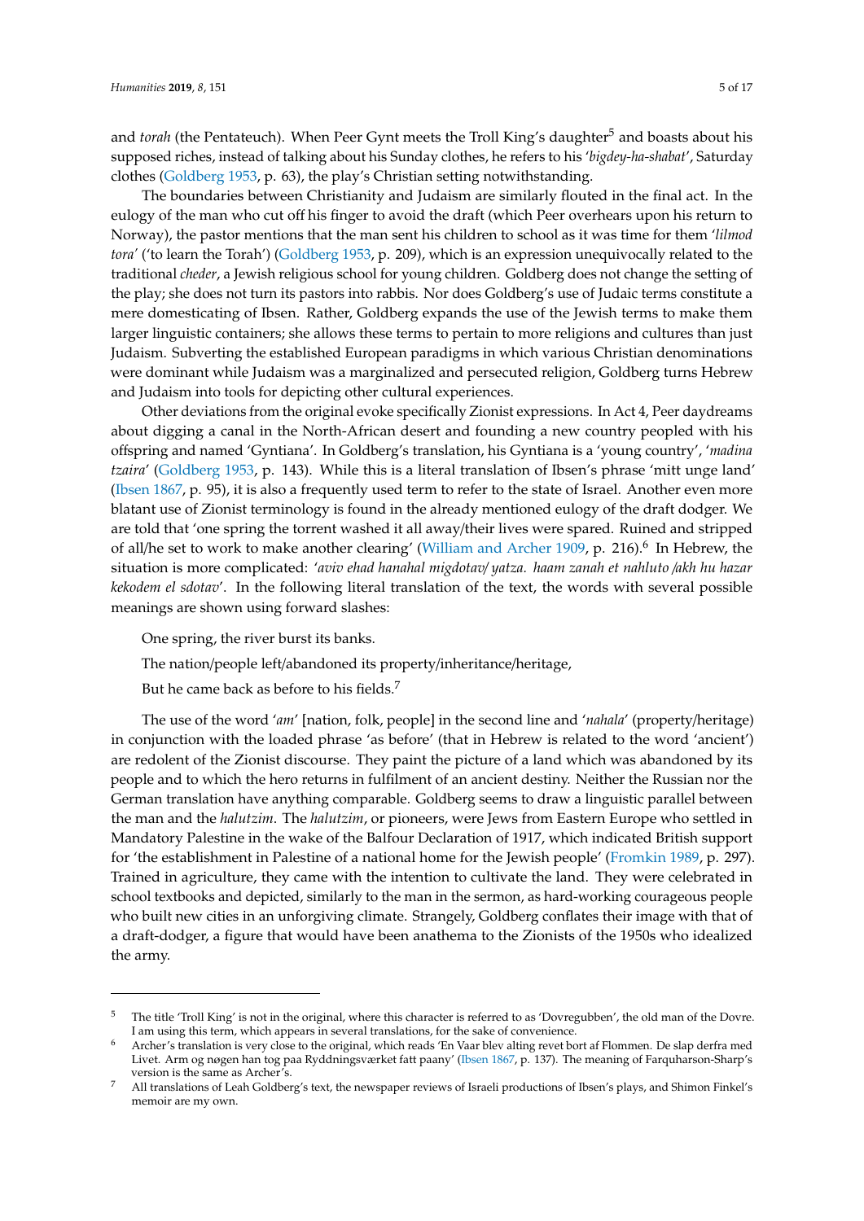and *torah* (the Pentateuch). When Peer Gynt meets the Troll King's daughter[5] and boasts about his supposed riches, instead of talking about his Sunday clothes, he refers to his '*bigdey-ha-shabat*', Saturday clothes (Goldberg 1953, p. 63), the play's Christian setting notwithstanding.

The boundaries between Christianity and Judaism are similarly flouted in the final act. In the eulogy of the man who cut off his finger to avoid the draft (which Peer overhears upon his return to Norway), the pastor mentions that the man sent his children to school as it was time for them '*lilmod tora*' ('to learn the Torah') (Goldberg 1953, p. 209), which is an expression unequivocally related to the traditional *cheder*, a Jewish religious school for young children. Goldberg does not change the setting of the play; she does not turn its pastors into rabbis. Nor does Goldberg's use of Judaic terms constitute a mere domesticating of Ibsen. Rather, Goldberg expands the use of the Jewish terms to make them larger linguistic containers; she allows these terms to pertain to more religions and cultures than just Judaism. Subverting the established European paradigms in which various Christian denominations were dominant while Judaism was a marginalized and persecuted religion, Goldberg turns Hebrew and Judaism into tools for depicting other cultural experiences.

Other deviations from the original evoke specifically Zionist expressions. In Act 4, Peer daydreams about digging a canal in the North-African desert and founding a new country peopled with his offspring and named 'Gyntiana'. In Goldberg's translation, his Gyntiana is a 'young country', '*madina tzaira*' (Goldberg 1953, p. 143). While this is a literal translation of Ibsen's phrase 'mitt unge land' (Ibsen 1867, p. 95), it is also a frequently used term to refer to the state of Israel. Another even more blatant use of Zionist terminology is found in the already mentioned eulogy of the draft dodger. We are told that 'one spring the torrent washed it all away/their lives were spared. Ruined and stripped of all/he set to work to make another clearing' (William and Archer 1909, p. 216).[6] In Hebrew, the situation is more complicated: '*aviv ehad hanahal migdotav/ yatza. haam zanah et nahluto /akh hu hazar kekodem el sdotav*'. In the following literal translation of the text, the words with several possible meanings are shown using forward slashes:

> One spring, the river burst its banks.
>
> The nation/people left/abandoned its property/inheritance/heritage,
>
> But he came back as before to his fields.[7]

The use of the word '*am*' [nation, folk, people] in the second line and '*nahala*' (property/heritage) in conjunction with the loaded phrase 'as before' (that in Hebrew is related to the word 'ancient') are redolent of the Zionist discourse. They paint the picture of a land which was abandoned by its people and to which the hero returns in fulfilment of an ancient destiny. Neither the Russian nor the German translation have anything comparable. Goldberg seems to draw a linguistic parallel between the man and the *halutzim*. The *halutzim*, or pioneers, were Jews from Eastern Europe who settled in Mandatory Palestine in the wake of the Balfour Declaration of 1917, which indicated British support for 'the establishment in Palestine of a national home for the Jewish people' (Fromkin 1989, p. 297). Trained in agriculture, they came with the intention to cultivate the land. They were celebrated in school textbooks and depicted, similarly to the man in the sermon, as hard-working courageous people who built new cities in an unforgiving climate. Strangely, Goldberg conflates their image with that of a draft-dodger, a figure that would have been anathema to the Zionists of the 1950s who idealized the army.

---

[5] The title 'Troll King' is not in the original, where this character is referred to as 'Dovregubben', the old man of the Dovre. I am using this term, which appears in several translations, for the sake of convenience.

[6] Archer's translation is very close to the original, which reads 'En Vaar blev alting revet bort af Flommen. De slap derfra med Livet. Arm og nøgen han tog paa Ryddningsværket fatt paany' (Ibsen 1867, p. 137). The meaning of Farquharson-Sharp's version is the same as Archer's.

[7] All translations of Leah Goldberg's text, the newspaper reviews of Israeli productions of Ibsen's plays, and Shimon Finkel's memoir are my own.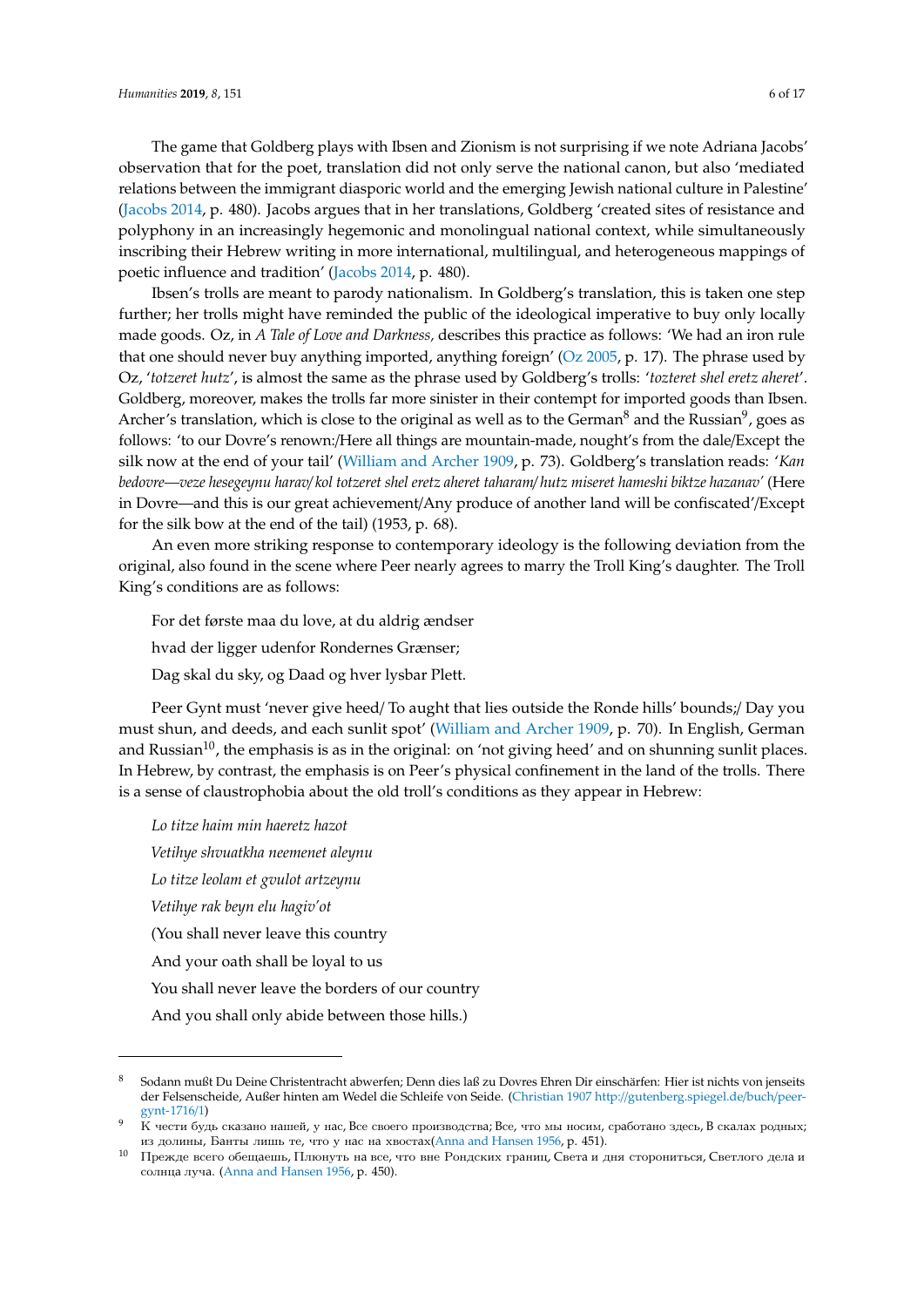The game that Goldberg plays with Ibsen and Zionism is not surprising if we note Adriana Jacobs' observation that for the poet, translation did not only serve the national canon, but also 'mediated relations between the immigrant diasporic world and the emerging Jewish national culture in Palestine' (Jacobs 2014, p. 480). Jacobs argues that in her translations, Goldberg 'created sites of resistance and polyphony in an increasingly hegemonic and monolingual national context, while simultaneously inscribing their Hebrew writing in more international, multilingual, and heterogeneous mappings of poetic influence and tradition' (Jacobs 2014, p. 480).

Ibsen's trolls are meant to parody nationalism. In Goldberg's translation, this is taken one step further; her trolls might have reminded the public of the ideological imperative to buy only locally made goods. Oz, in *A Tale of Love and Darkness,* describes this practice as follows: 'We had an iron rule that one should never buy anything imported, anything foreign' (Oz 2005, p. 17). The phrase used by Oz, '*totzeret hutz*', is almost the same as the phrase used by Goldberg's trolls: '*tozteret shel eretz aheret*'. Goldberg, moreover, makes the trolls far more sinister in their contempt for imported goods than Ibsen. Archer's translation, which is close to the original as well as to the German[8] and the Russian[9], goes as follows: 'to our Dovre's renown:/Here all things are mountain-made, nought's from the dale/Except the silk now at the end of your tail' (William and Archer 1909, p. 73). Goldberg's translation reads: '*Kan bedovre—veze hesegeynu harav/kol totzeret shel eretz aheret taharam/hutz miseret hameshi biktze hazanav*' (Here in Dovre—and this is our great achievement/Any produce of another land will be confiscated'/Except for the silk bow at the end of the tail) (1953, p. 68).

An even more striking response to contemporary ideology is the following deviation from the original, also found in the scene where Peer nearly agrees to marry the Troll King's daughter. The Troll King's conditions are as follows:

For det første maa du love, at du aldrig ændser

hvad der ligger udenfor Rondernes Grænser;

Dag skal du sky, og Daad og hver lysbar Plett.

Peer Gynt must 'never give heed/ To aught that lies outside the Ronde hills' bounds;/ Day you must shun, and deeds, and each sunlit spot' (William and Archer 1909, p. 70). In English, German and Russian[10], the emphasis is as in the original: on 'not giving heed' and on shunning sunlit places. In Hebrew, by contrast, the emphasis is on Peer's physical confinement in the land of the trolls. There is a sense of claustrophobia about the old troll's conditions as they appear in Hebrew:

*Lo titze haim min haeretz hazot*

*Vetihye shvuatkha neemenet aleynu*

*Lo titze leolam et gvulot artzeynu*

*Vetihye rak beyn elu hagiv'ot*

(You shall never leave this country

And your oath shall be loyal to us

You shall never leave the borders of our country

And you shall only abide between those hills.)

---

[8] Sodann mußt Du Deine Christentracht abwerfen; Denn dies laß zu Dovres Ehren Dir einschärfen: Hier ist nichts von jenseits der Felsenscheide, Außer hinten am Wedel die Schleife von Seide. (Christian 1907 http://gutenberg.spiegel.de/buch/peer-gynt-1716/1)

[9] К чести будь сказано нашей, у нас, Все своего производства; Все, что мы носим, сработано здесь, В скалах родных; из долины, Банты лишь те, что у нас на хвостах(Anna and Hansen 1956, p. 451).

[10] Прежде всего обещаешь, Плюнуть на все, что вне Рондских границ, Света и дня сторониться, Светлого дела и солнца луча. (Anna and Hansen 1956, p. 450).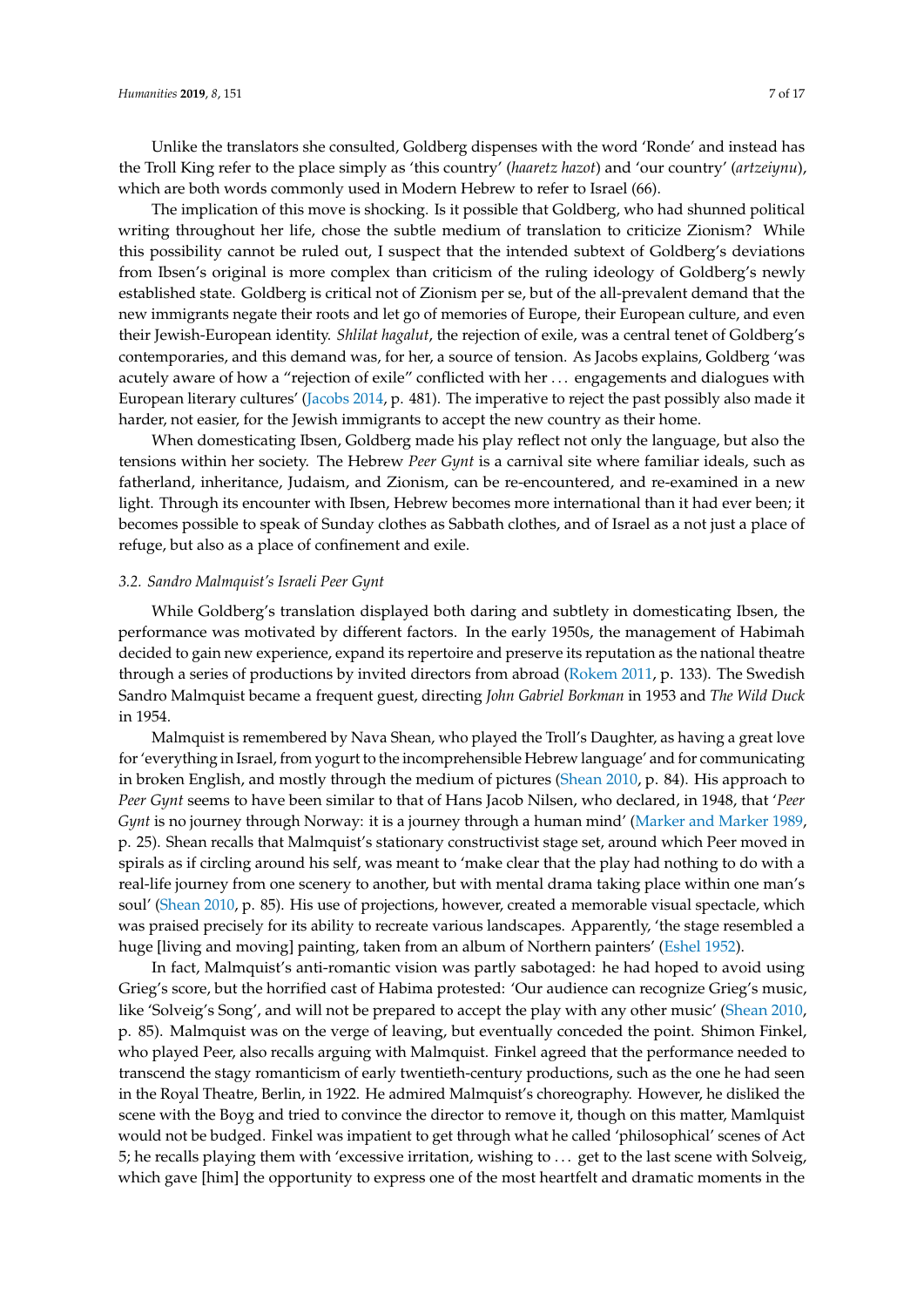Unlike the translators she consulted, Goldberg dispenses with the word 'Ronde' and instead has the Troll King refer to the place simply as 'this country' (*haaretz hazot*) and 'our country' (*artzeiynu*), which are both words commonly used in Modern Hebrew to refer to Israel (66).

The implication of this move is shocking. Is it possible that Goldberg, who had shunned political writing throughout her life, chose the subtle medium of translation to criticize Zionism? While this possibility cannot be ruled out, I suspect that the intended subtext of Goldberg's deviations from Ibsen's original is more complex than criticism of the ruling ideology of Goldberg's newly established state. Goldberg is critical not of Zionism per se, but of the all-prevalent demand that the new immigrants negate their roots and let go of memories of Europe, their European culture, and even their Jewish-European identity. *Shlilat hagalut*, the rejection of exile, was a central tenet of Goldberg's contemporaries, and this demand was, for her, a source of tension. As Jacobs explains, Goldberg 'was acutely aware of how a "rejection of exile" conflicted with her ... engagements and dialogues with European literary cultures' (Jacobs 2014, p. 481). The imperative to reject the past possibly also made it harder, not easier, for the Jewish immigrants to accept the new country as their home.

When domesticating Ibsen, Goldberg made his play reflect not only the language, but also the tensions within her society. The Hebrew *Peer Gynt* is a carnival site where familiar ideals, such as fatherland, inheritance, Judaism, and Zionism, can be re-encountered, and re-examined in a new light. Through its encounter with Ibsen, Hebrew becomes more international than it had ever been; it becomes possible to speak of Sunday clothes as Sabbath clothes, and of Israel as a not just a place of refuge, but also as a place of confinement and exile.

### 3.2. Sandro Malmquist's Israeli Peer Gynt

While Goldberg's translation displayed both daring and subtlety in domesticating Ibsen, the performance was motivated by different factors. In the early 1950s, the management of Habimah decided to gain new experience, expand its repertoire and preserve its reputation as the national theatre through a series of productions by invited directors from abroad (Rokem 2011, p. 133). The Swedish Sandro Malmquist became a frequent guest, directing *John Gabriel Borkman* in 1953 and *The Wild Duck* in 1954.

Malmquist is remembered by Nava Shean, who played the Troll's Daughter, as having a great love for 'everything in Israel, from yogurt to the incomprehensible Hebrew language' and for communicating in broken English, and mostly through the medium of pictures (Shean 2010, p. 84). His approach to *Peer Gynt* seems to have been similar to that of Hans Jacob Nilsen, who declared, in 1948, that '*Peer Gynt* is no journey through Norway: it is a journey through a human mind' (Marker and Marker 1989, p. 25). Shean recalls that Malmquist's stationary constructivist stage set, around which Peer moved in spirals as if circling around his self, was meant to 'make clear that the play had nothing to do with a real-life journey from one scenery to another, but with mental drama taking place within one man's soul' (Shean 2010, p. 85). His use of projections, however, created a memorable visual spectacle, which was praised precisely for its ability to recreate various landscapes. Apparently, 'the stage resembled a huge [living and moving] painting, taken from an album of Northern painters' (Eshel 1952).

In fact, Malmquist's anti-romantic vision was partly sabotaged: he had hoped to avoid using Grieg's score, but the horrified cast of Habima protested: 'Our audience can recognize Grieg's music, like 'Solveig's Song', and will not be prepared to accept the play with any other music' (Shean 2010, p. 85). Malmquist was on the verge of leaving, but eventually conceded the point. Shimon Finkel, who played Peer, also recalls arguing with Malmquist. Finkel agreed that the performance needed to transcend the stagy romanticism of early twentieth-century productions, such as the one he had seen in the Royal Theatre, Berlin, in 1922. He admired Malmquist's choreography. However, he disliked the scene with the Boyg and tried to convince the director to remove it, though on this matter, Mamlquist would not be budged. Finkel was impatient to get through what he called 'philosophical' scenes of Act 5; he recalls playing them with 'excessive irritation, wishing to ... get to the last scene with Solveig, which gave [him] the opportunity to express one of the most heartfelt and dramatic moments in the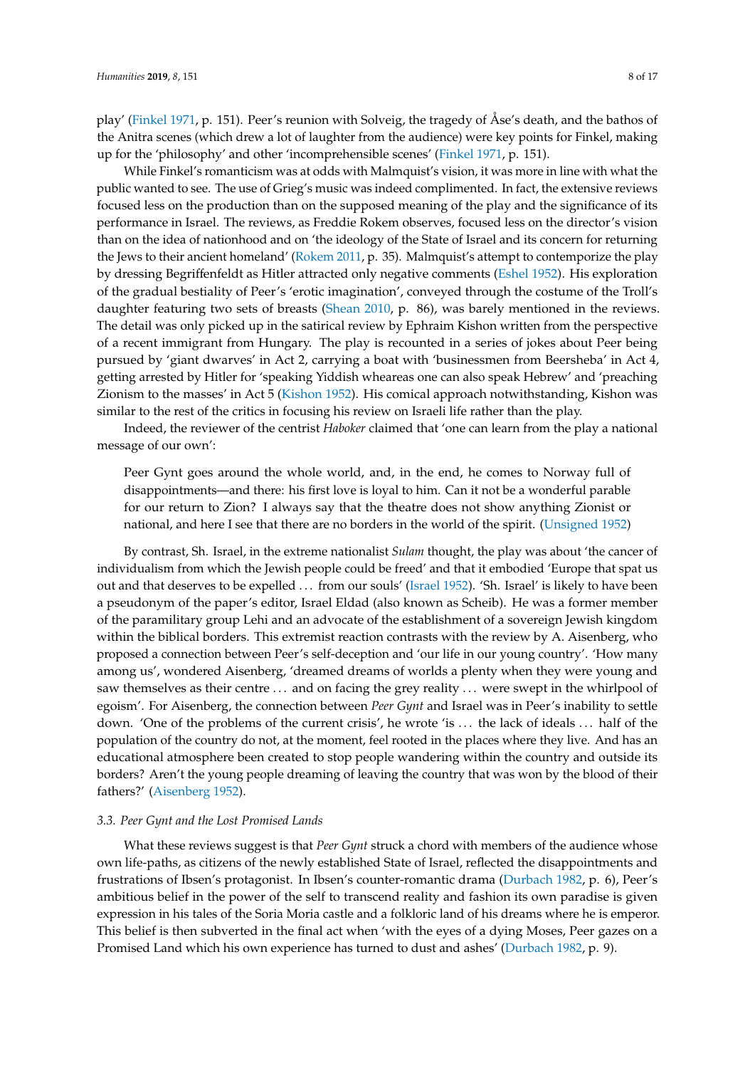play' (Finkel 1971, p. 151). Peer's reunion with Solveig, the tragedy of Åse's death, and the bathos of the Anitra scenes (which drew a lot of laughter from the audience) were key points for Finkel, making up for the 'philosophy' and other 'incomprehensible scenes' (Finkel 1971, p. 151).

While Finkel's romanticism was at odds with Malmquist's vision, it was more in line with what the public wanted to see. The use of Grieg's music was indeed complimented. In fact, the extensive reviews focused less on the production than on the supposed meaning of the play and the significance of its performance in Israel. The reviews, as Freddie Rokem observes, focused less on the director's vision than on the idea of nationhood and on 'the ideology of the State of Israel and its concern for returning the Jews to their ancient homeland' (Rokem 2011, p. 35). Malmquist's attempt to contemporize the play by dressing Begriffenfeldt as Hitler attracted only negative comments (Eshel 1952). His exploration of the gradual bestiality of Peer's 'erotic imagination', conveyed through the costume of the Troll's daughter featuring two sets of breasts (Shean 2010, p. 86), was barely mentioned in the reviews. The detail was only picked up in the satirical review by Ephraim Kishon written from the perspective of a recent immigrant from Hungary. The play is recounted in a series of jokes about Peer being pursued by 'giant dwarves' in Act 2, carrying a boat with 'businessmen from Beersheba' in Act 4, getting arrested by Hitler for 'speaking Yiddish wheareas one can also speak Hebrew' and 'preaching Zionism to the masses' in Act 5 (Kishon 1952). His comical approach notwithstanding, Kishon was similar to the rest of the critics in focusing his review on Israeli life rather than the play.

Indeed, the reviewer of the centrist *Haboker* claimed that 'one can learn from the play a national message of our own':

> Peer Gynt goes around the whole world, and, in the end, he comes to Norway full of disappointments—and there: his first love is loyal to him. Can it not be a wonderful parable for our return to Zion? I always say that the theatre does not show anything Zionist or national, and here I see that there are no borders in the world of the spirit. (Unsigned 1952)

By contrast, Sh. Israel, in the extreme nationalist *Sulam* thought, the play was about 'the cancer of individualism from which the Jewish people could be freed' and that it embodied 'Europe that spat us out and that deserves to be expelled ... from our souls' (Israel 1952). 'Sh. Israel' is likely to have been a pseudonym of the paper's editor, Israel Eldad (also known as Scheib). He was a former member of the paramilitary group Lehi and an advocate of the establishment of a sovereign Jewish kingdom within the biblical borders. This extremist reaction contrasts with the review by A. Aisenberg, who proposed a connection between Peer's self-deception and 'our life in our young country'. 'How many among us', wondered Aisenberg, 'dreamed dreams of worlds a plenty when they were young and saw themselves as their centre ... and on facing the grey reality ... were swept in the whirlpool of egoism'. For Aisenberg, the connection between *Peer Gynt* and Israel was in Peer's inability to settle down. 'One of the problems of the current crisis', he wrote 'is ... the lack of ideals ... half of the population of the country do not, at the moment, feel rooted in the places where they live. And has an educational atmosphere been created to stop people wandering within the country and outside its borders? Aren't the young people dreaming of leaving the country that was won by the blood of their fathers?' (Aisenberg 1952).

### *3.3. Peer Gynt and the Lost Promised Lands*

What these reviews suggest is that *Peer Gynt* struck a chord with members of the audience whose own life-paths, as citizens of the newly established State of Israel, reflected the disappointments and frustrations of Ibsen's protagonist. In Ibsen's counter-romantic drama (Durbach 1982, p. 6), Peer's ambitious belief in the power of the self to transcend reality and fashion its own paradise is given expression in his tales of the Soria Moria castle and a folkloric land of his dreams where he is emperor. This belief is then subverted in the final act when 'with the eyes of a dying Moses, Peer gazes on a Promised Land which his own experience has turned to dust and ashes' (Durbach 1982, p. 9).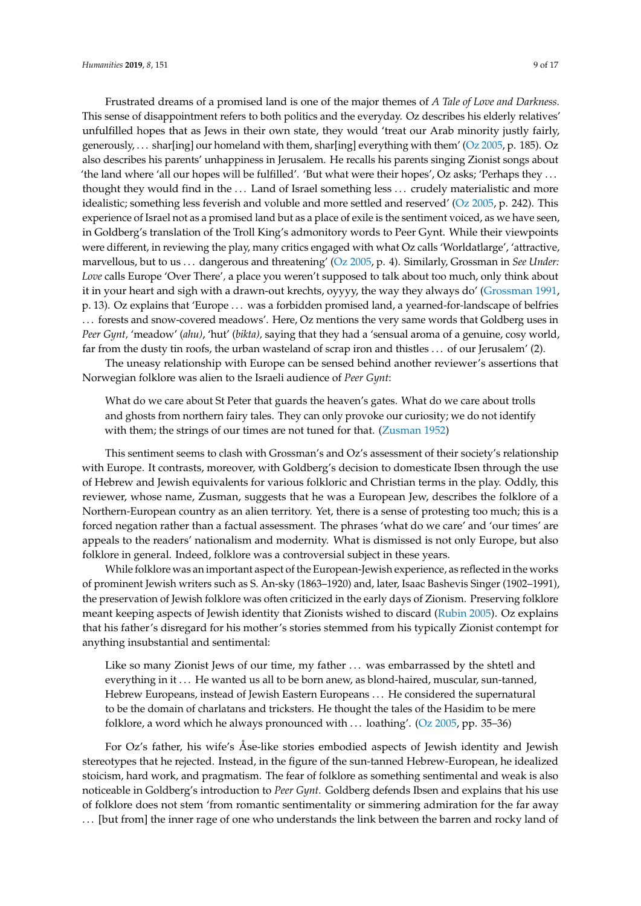Frustrated dreams of a promised land is one of the major themes of *A Tale of Love and Darkness.* This sense of disappointment refers to both politics and the everyday. Oz describes his elderly relatives' unfulfilled hopes that as Jews in their own state, they would 'treat our Arab minority justly fairly, generously, ... shar[ing] our homeland with them, shar[ing] everything with them' (Oz 2005, p. 185). Oz also describes his parents' unhappiness in Jerusalem. He recalls his parents singing Zionist songs about 'the land where 'all our hopes will be fulfilled'. 'But what were their hopes', Oz asks; 'Perhaps they ... thought they would find in the ... Land of Israel something less ... crudely materialistic and more idealistic; something less feverish and voluble and more settled and reserved' (Oz 2005, p. 242). This experience of Israel not as a promised land but as a place of exile is the sentiment voiced, as we have seen, in Goldberg's translation of the Troll King's admonitory words to Peer Gynt. While their viewpoints were different, in reviewing the play, many critics engaged with what Oz calls 'Worldatlarge', 'attractive, marvellous, but to us ... dangerous and threatening' (Oz 2005, p. 4). Similarly, Grossman in *See Under: Love* calls Europe 'Over There', a place you weren't supposed to talk about too much, only think about it in your heart and sigh with a drawn-out krechts, oyyyy, the way they always do' (Grossman 1991, p. 13). Oz explains that 'Europe ... was a forbidden promised land, a yearned-for-landscape of belfries ... forests and snow-covered meadows'. Here, Oz mentions the very same words that Goldberg uses in *Peer Gynt*, 'meadow' (*ahu*), 'hut' (*bikta*), saying that they had a 'sensual aroma of a genuine, cosy world, far from the dusty tin roofs, the urban wasteland of scrap iron and thistles ... of our Jerusalem' (2).

The uneasy relationship with Europe can be sensed behind another reviewer's assertions that Norwegian folklore was alien to the Israeli audience of *Peer Gynt*:

> What do we care about St Peter that guards the heaven's gates. What do we care about trolls and ghosts from northern fairy tales. They can only provoke our curiosity; we do not identify with them; the strings of our times are not tuned for that. (Zusman 1952)

This sentiment seems to clash with Grossman's and Oz's assessment of their society's relationship with Europe. It contrasts, moreover, with Goldberg's decision to domesticate Ibsen through the use of Hebrew and Jewish equivalents for various folkloric and Christian terms in the play. Oddly, this reviewer, whose name, Zusman, suggests that he was a European Jew, describes the folklore of a Northern-European country as an alien territory. Yet, there is a sense of protesting too much; this is a forced negation rather than a factual assessment. The phrases 'what do we care' and 'our times' are appeals to the readers' nationalism and modernity. What is dismissed is not only Europe, but also folklore in general. Indeed, folklore was a controversial subject in these years.

While folklore was an important aspect of the European-Jewish experience, as reflected in the works of prominent Jewish writers such as S. An-sky (1863–1920) and, later, Isaac Bashevis Singer (1902–1991), the preservation of Jewish folklore was often criticized in the early days of Zionism. Preserving folklore meant keeping aspects of Jewish identity that Zionists wished to discard (Rubin 2005). Oz explains that his father's disregard for his mother's stories stemmed from his typically Zionist contempt for anything insubstantial and sentimental:

> Like so many Zionist Jews of our time, my father ... was embarrassed by the shtetl and everything in it ... He wanted us all to be born anew, as blond-haired, muscular, sun-tanned, Hebrew Europeans, instead of Jewish Eastern Europeans ... He considered the supernatural to be the domain of charlatans and tricksters. He thought the tales of the Hasidim to be mere folklore, a word which he always pronounced with ... loathing'. (Oz 2005, pp. 35–36)

For Oz's father, his wife's Åse-like stories embodied aspects of Jewish identity and Jewish stereotypes that he rejected. Instead, in the figure of the sun-tanned Hebrew-European, he idealized stoicism, hard work, and pragmatism. The fear of folklore as something sentimental and weak is also noticeable in Goldberg's introduction to *Peer Gynt*. Goldberg defends Ibsen and explains that his use of folklore does not stem 'from romantic sentimentality or simmering admiration for the far away ... [but from] the inner rage of one who understands the link between the barren and rocky land of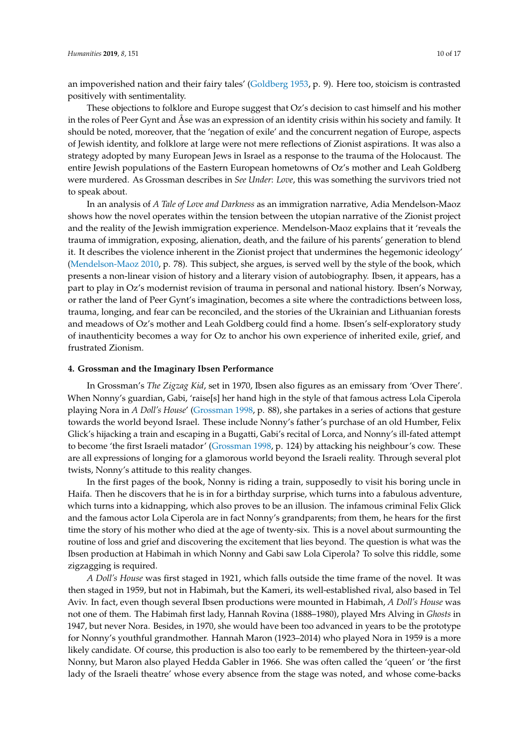an impoverished nation and their fairy tales' (Goldberg 1953, p. 9). Here too, stoicism is contrasted positively with sentimentality.

These objections to folklore and Europe suggest that Oz's decision to cast himself and his mother in the roles of Peer Gynt and Åse was an expression of an identity crisis within his society and family. It should be noted, moreover, that the 'negation of exile' and the concurrent negation of Europe, aspects of Jewish identity, and folklore at large were not mere reflections of Zionist aspirations. It was also a strategy adopted by many European Jews in Israel as a response to the trauma of the Holocaust. The entire Jewish populations of the Eastern European hometowns of Oz's mother and Leah Goldberg were murdered. As Grossman describes in *See Under*: *Love*, this was something the survivors tried not to speak about.

In an analysis of *A Tale of Love and Darkness* as an immigration narrative, Adia Mendelson-Maoz shows how the novel operates within the tension between the utopian narrative of the Zionist project and the reality of the Jewish immigration experience. Mendelson-Maoz explains that it 'reveals the trauma of immigration, exposing, alienation, death, and the failure of his parents' generation to blend it. It describes the violence inherent in the Zionist project that undermines the hegemonic ideology' (Mendelson-Maoz 2010, p. 78). This subject, she argues, is served well by the style of the book, which presents a non-linear vision of history and a literary vision of autobiography. Ibsen, it appears, has a part to play in Oz's modernist revision of trauma in personal and national history. Ibsen's Norway, or rather the land of Peer Gynt's imagination, becomes a site where the contradictions between loss, trauma, longing, and fear can be reconciled, and the stories of the Ukrainian and Lithuanian forests and meadows of Oz's mother and Leah Goldberg could find a home. Ibsen's self-exploratory study of inauthenticity becomes a way for Oz to anchor his own experience of inherited exile, grief, and frustrated Zionism.

**4. Grossman and the Imaginary Ibsen Performance**

In Grossman's *The Zigzag Kid*, set in 1970, Ibsen also figures as an emissary from 'Over There'. When Nonny's guardian, Gabi, 'raise[s] her hand high in the style of that famous actress Lola Ciperola playing Nora in *A Doll's House*' (Grossman 1998, p. 88), she partakes in a series of actions that gesture towards the world beyond Israel. These include Nonny's father's purchase of an old Humber, Felix Glick's hijacking a train and escaping in a Bugatti, Gabi's recital of Lorca, and Nonny's ill-fated attempt to become 'the first Israeli matador' (Grossman 1998, p. 124) by attacking his neighbour's cow. These are all expressions of longing for a glamorous world beyond the Israeli reality. Through several plot twists, Nonny's attitude to this reality changes.

In the first pages of the book, Nonny is riding a train, supposedly to visit his boring uncle in Haifa. Then he discovers that he is in for a birthday surprise, which turns into a fabulous adventure, which turns into a kidnapping, which also proves to be an illusion. The infamous criminal Felix Glick and the famous actor Lola Ciperola are in fact Nonny's grandparents; from them, he hears for the first time the story of his mother who died at the age of twenty-six. This is a novel about surmounting the routine of loss and grief and discovering the excitement that lies beyond. The question is what was the Ibsen production at Habimah in which Nonny and Gabi saw Lola Ciperola? To solve this riddle, some zigzagging is required.

*A Doll's House* was first staged in 1921, which falls outside the time frame of the novel. It was then staged in 1959, but not in Habimah, but the Kameri, its well-established rival, also based in Tel Aviv. In fact, even though several Ibsen productions were mounted in Habimah, *A Doll's House* was not one of them. The Habimah first lady, Hannah Rovina (1888–1980), played Mrs Alving in *Ghosts* in 1947, but never Nora. Besides, in 1970, she would have been too advanced in years to be the prototype for Nonny's youthful grandmother. Hannah Maron (1923–2014) who played Nora in 1959 is a more likely candidate. Of course, this production is also too early to be remembered by the thirteen-year-old Nonny, but Maron also played Hedda Gabler in 1966. She was often called the 'queen' or 'the first lady of the Israeli theatre' whose every absence from the stage was noted, and whose come-backs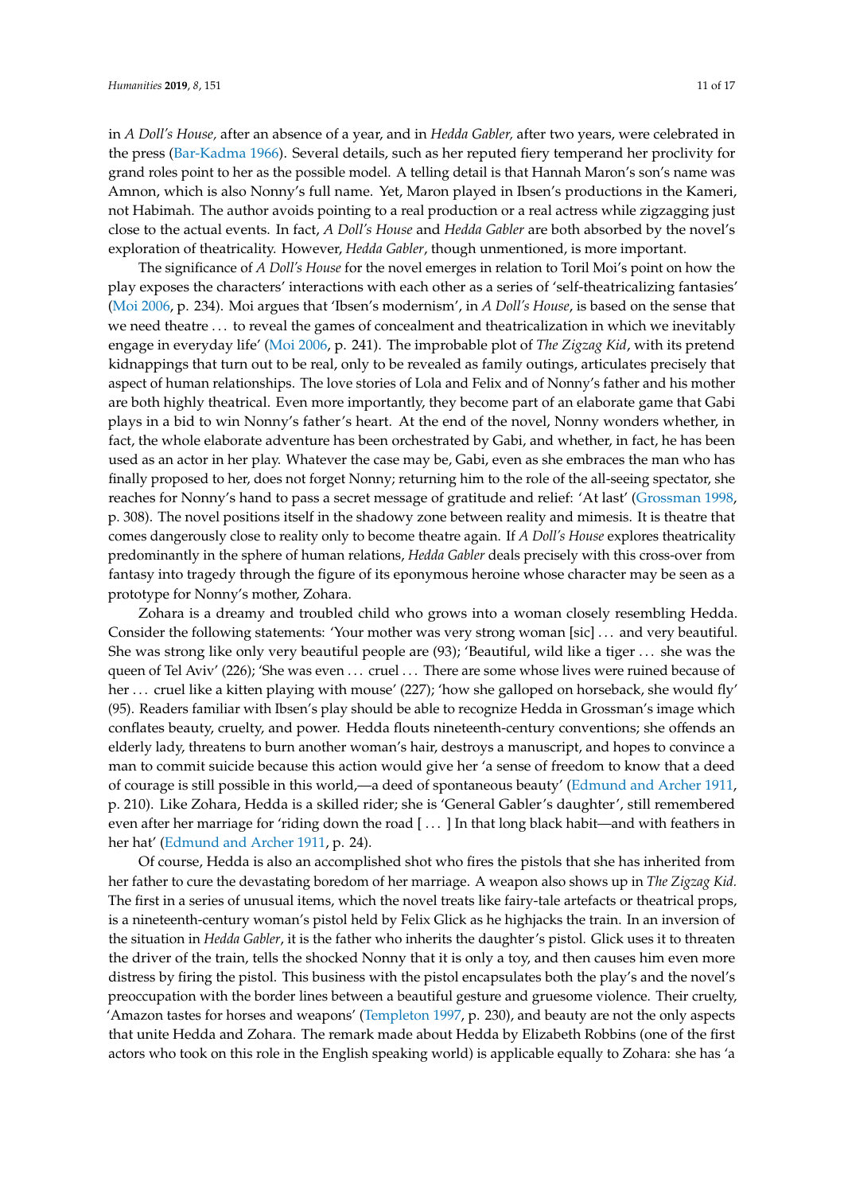in *A Doll's House,* after an absence of a year, and in *Hedda Gabler,* after two years, were celebrated in the press (Bar-Kadma 1966). Several details, such as her reputed fiery temperand her proclivity for grand roles point to her as the possible model. A telling detail is that Hannah Maron's son's name was Amnon, which is also Nonny's full name. Yet, Maron played in Ibsen's productions in the Kameri, not Habimah. The author avoids pointing to a real production or a real actress while zigzagging just close to the actual events. In fact, *A Doll's House* and *Hedda Gabler* are both absorbed by the novel's exploration of theatricality. However, *Hedda Gabler*, though unmentioned, is more important.

The significance of *A Doll's House* for the novel emerges in relation to Toril Moi's point on how the play exposes the characters' interactions with each other as a series of 'self-theatricalizing fantasies' (Moi 2006, p. 234). Moi argues that 'Ibsen's modernism', in *A Doll's House*, is based on the sense that we need theatre ... to reveal the games of concealment and theatricalization in which we inevitably engage in everyday life' (Moi 2006, p. 241). The improbable plot of *The Zigzag Kid*, with its pretend kidnappings that turn out to be real, only to be revealed as family outings, articulates precisely that aspect of human relationships. The love stories of Lola and Felix and of Nonny's father and his mother are both highly theatrical. Even more importantly, they become part of an elaborate game that Gabi plays in a bid to win Nonny's father's heart. At the end of the novel, Nonny wonders whether, in fact, the whole elaborate adventure has been orchestrated by Gabi, and whether, in fact, he has been used as an actor in her play. Whatever the case may be, Gabi, even as she embraces the man who has finally proposed to her, does not forget Nonny; returning him to the role of the all-seeing spectator, she reaches for Nonny's hand to pass a secret message of gratitude and relief: 'At last' (Grossman 1998, p. 308). The novel positions itself in the shadowy zone between reality and mimesis. It is theatre that comes dangerously close to reality only to become theatre again. If *A Doll's House* explores theatricality predominantly in the sphere of human relations, *Hedda Gabler* deals precisely with this cross-over from fantasy into tragedy through the figure of its eponymous heroine whose character may be seen as a prototype for Nonny's mother, Zohara.

Zohara is a dreamy and troubled child who grows into a woman closely resembling Hedda. Consider the following statements: 'Your mother was very strong woman [sic] ... and very beautiful. She was strong like only very beautiful people are (93); 'Beautiful, wild like a tiger ... she was the queen of Tel Aviv' (226); 'She was even ... cruel ... There are some whose lives were ruined because of her ... cruel like a kitten playing with mouse' (227); 'how she galloped on horseback, she would fly' (95). Readers familiar with Ibsen's play should be able to recognize Hedda in Grossman's image which conflates beauty, cruelty, and power. Hedda flouts nineteenth-century conventions; she offends an elderly lady, threatens to burn another woman's hair, destroys a manuscript, and hopes to convince a man to commit suicide because this action would give her 'a sense of freedom to know that a deed of courage is still possible in this world,—a deed of spontaneous beauty' (Edmund and Archer 1911, p. 210). Like Zohara, Hedda is a skilled rider; she is 'General Gabler's daughter', still remembered even after her marriage for 'riding down the road [ ... ] In that long black habit—and with feathers in her hat' (Edmund and Archer 1911, p. 24).

Of course, Hedda is also an accomplished shot who fires the pistols that she has inherited from her father to cure the devastating boredom of her marriage. A weapon also shows up in *The Zigzag Kid.* The first in a series of unusual items, which the novel treats like fairy-tale artefacts or theatrical props, is a nineteenth-century woman's pistol held by Felix Glick as he highjacks the train. In an inversion of the situation in *Hedda Gabler*, it is the father who inherits the daughter's pistol. Glick uses it to threaten the driver of the train, tells the shocked Nonny that it is only a toy, and then causes him even more distress by firing the pistol. This business with the pistol encapsulates both the play's and the novel's preoccupation with the border lines between a beautiful gesture and gruesome violence. Their cruelty, 'Amazon tastes for horses and weapons' (Templeton 1997, p. 230), and beauty are not the only aspects that unite Hedda and Zohara. The remark made about Hedda by Elizabeth Robbins (one of the first actors who took on this role in the English speaking world) is applicable equally to Zohara: she has 'a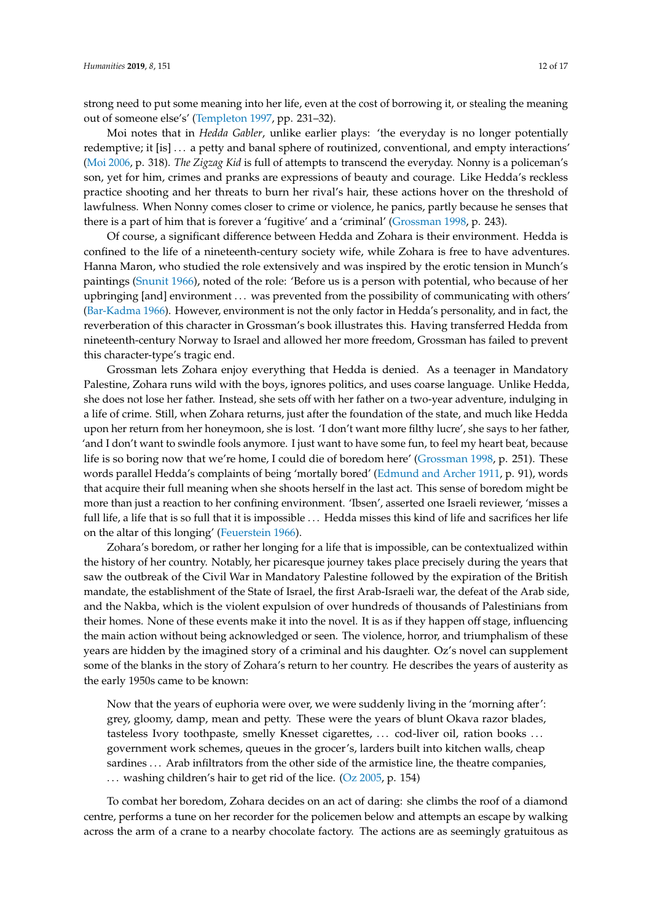strong need to put some meaning into her life, even at the cost of borrowing it, or stealing the meaning out of someone else's' (Templeton 1997, pp. 231–32).

Moi notes that in *Hedda Gabler*, unlike earlier plays: 'the everyday is no longer potentially redemptive; it [is] . . . a petty and banal sphere of routinized, conventional, and empty interactions' (Moi 2006, p. 318). *The Zigzag Kid* is full of attempts to transcend the everyday. Nonny is a policeman's son, yet for him, crimes and pranks are expressions of beauty and courage. Like Hedda's reckless practice shooting and her threats to burn her rival's hair, these actions hover on the threshold of lawfulness. When Nonny comes closer to crime or violence, he panics, partly because he senses that there is a part of him that is forever a 'fugitive' and a 'criminal' (Grossman 1998, p. 243).

Of course, a significant difference between Hedda and Zohara is their environment. Hedda is confined to the life of a nineteenth-century society wife, while Zohara is free to have adventures. Hanna Maron, who studied the role extensively and was inspired by the erotic tension in Munch's paintings (Snunit 1966), noted of the role: 'Before us is a person with potential, who because of her upbringing [and] environment . . . was prevented from the possibility of communicating with others' (Bar-Kadma 1966). However, environment is not the only factor in Hedda's personality, and in fact, the reverberation of this character in Grossman's book illustrates this. Having transferred Hedda from nineteenth-century Norway to Israel and allowed her more freedom, Grossman has failed to prevent this character-type's tragic end.

Grossman lets Zohara enjoy everything that Hedda is denied. As a teenager in Mandatory Palestine, Zohara runs wild with the boys, ignores politics, and uses coarse language. Unlike Hedda, she does not lose her father. Instead, she sets off with her father on a two-year adventure, indulging in a life of crime. Still, when Zohara returns, just after the foundation of the state, and much like Hedda upon her return from her honeymoon, she is lost. 'I don't want more filthy lucre', she says to her father, 'and I don't want to swindle fools anymore. I just want to have some fun, to feel my heart beat, because life is so boring now that we're home, I could die of boredom here' (Grossman 1998, p. 251). These words parallel Hedda's complaints of being 'mortally bored' (Edmund and Archer 1911, p. 91), words that acquire their full meaning when she shoots herself in the last act. This sense of boredom might be more than just a reaction to her confining environment. 'Ibsen', asserted one Israeli reviewer, 'misses a full life, a life that is so full that it is impossible . . . Hedda misses this kind of life and sacrifices her life on the altar of this longing' (Feuerstein 1966).

Zohara's boredom, or rather her longing for a life that is impossible, can be contextualized within the history of her country. Notably, her picaresque journey takes place precisely during the years that saw the outbreak of the Civil War in Mandatory Palestine followed by the expiration of the British mandate, the establishment of the State of Israel, the first Arab-Israeli war, the defeat of the Arab side, and the Nakba, which is the violent expulsion of over hundreds of thousands of Palestinians from their homes. None of these events make it into the novel. It is as if they happen off stage, influencing the main action without being acknowledged or seen. The violence, horror, and triumphalism of these years are hidden by the imagined story of a criminal and his daughter. Oz's novel can supplement some of the blanks in the story of Zohara's return to her country. He describes the years of austerity as the early 1950s came to be known:

> Now that the years of euphoria were over, we were suddenly living in the 'morning after': grey, gloomy, damp, mean and petty. These were the years of blunt Okava razor blades, tasteless Ivory toothpaste, smelly Knesset cigarettes, . . . cod-liver oil, ration books . . . government work schemes, queues in the grocer's, larders built into kitchen walls, cheap sardines . . . Arab infiltrators from the other side of the armistice line, the theatre companies, . . . washing children's hair to get rid of the lice. (Oz 2005, p. 154)

To combat her boredom, Zohara decides on an act of daring: she climbs the roof of a diamond centre, performs a tune on her recorder for the policemen below and attempts an escape by walking across the arm of a crane to a nearby chocolate factory. The actions are as seemingly gratuitous as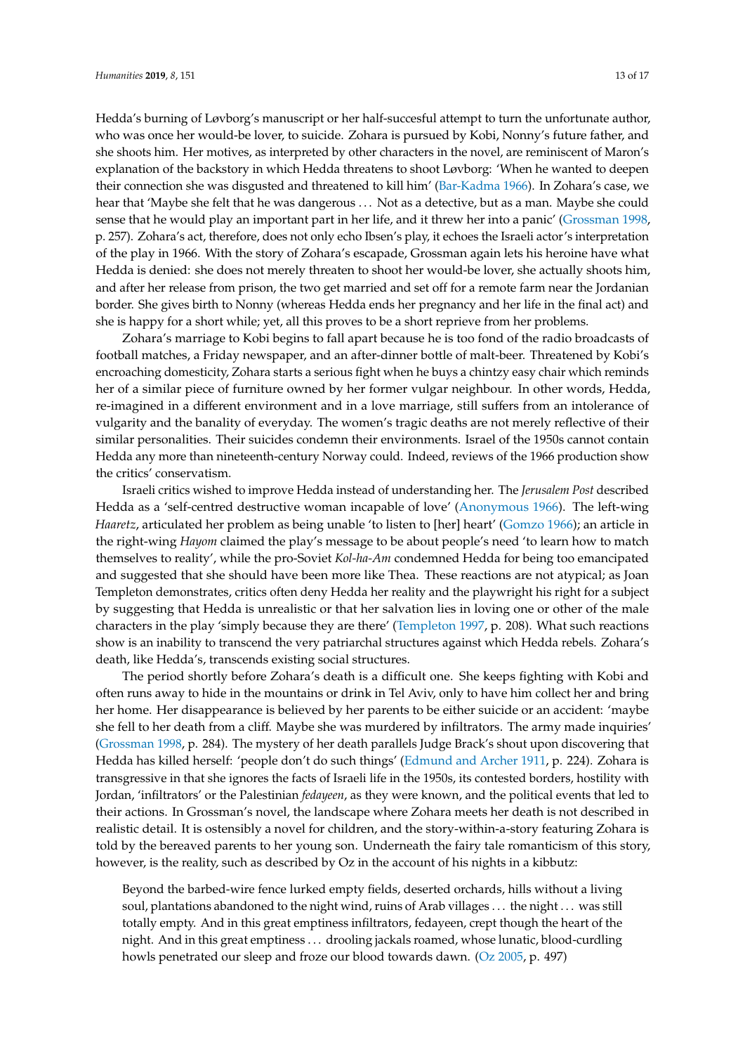Hedda's burning of Løvborg's manuscript or her half-succesful attempt to turn the unfortunate author, who was once her would-be lover, to suicide. Zohara is pursued by Kobi, Nonny's future father, and she shoots him. Her motives, as interpreted by other characters in the novel, are reminiscent of Maron's explanation of the backstory in which Hedda threatens to shoot Løvborg: 'When he wanted to deepen their connection she was disgusted and threatened to kill him' (Bar-Kadma 1966). In Zohara's case, we hear that 'Maybe she felt that he was dangerous ... Not as a detective, but as a man. Maybe she could sense that he would play an important part in her life, and it threw heart into a panic' (Grossman 1998, p. 257). Zohara's act, therefore, does not only echo Ibsen's play, it echoes the Israeli actor's interpretation of the play in 1966. With the story of Zohara's escapade, Grossman again lets his heroine have what Hedda is denied: she does not merely threaten to shoot her would-be lover, she actually shoots him, and after her release from prison, the two get married and set off for a remote farm near the Jordanian border. She gives birth to Nonny (whereas Hedda ends her pregnancy and her life in the final act) and she is happy for a short while; yet, all this proves to be a short reprieve from her problems.

Zohara's marriage to Kobi begins to fall apart because he is too fond of the radio broadcasts of football matches, a Friday newspaper, and an after-dinner bottle of malt-beer. Threatened by Kobi's encroaching domesticity, Zohara starts a serious fight when he buys a chintzy easy chair which reminds her of a similar piece of furniture owned by her former vulgar neighbour. In other words, Hedda, re-imagined in a different environment and in a love marriage, still suffers from an intolerance of vulgarity and the banality of everyday. The women's tragic deaths are not merely reflective of their similar personalities. Their suicides condemn their environments. Israel of the 1950s cannot contain Hedda any more than nineteenth-century Norway could. Indeed, reviews of the 1966 production show the critics' conservatism.

Israeli critics wished to improve Hedda instead of understanding her. The *Jerusalem Post* described Hedda as a 'self-centred destructive woman incapable of love' (Anonymous 1966). The left-wing *Haaretz*, articulated her problem as being unable 'to listen to [her] heart' (Gomzo 1966); an article in the right-wing *Hayom* claimed the play's message to be about people's need 'to learn how to match themselves to reality', while the pro-Soviet *Kol-ha-Am* condemned Hedda for being too emancipated and suggested that she should have been more like Thea. These reactions are not atypical; as Joan Templeton demonstrates, critics often deny Hedda her reality and the playwright his right for a subject by suggesting that Hedda is unrealistic or that her salvation lies in loving one or other of the male characters in the play 'simply because they are there' (Templeton 1997, p. 208). What such reactions show is an inability to transcend the very patriarchal structures against which Hedda rebels. Zohara's death, like Hedda's, transcends existing social structures.

The period shortly before Zohara's death is a difficult one. She keeps fighting with Kobi and often runs away to hide in the mountains or drink in Tel Aviv, only to have him collect her and bring her home. Her disappearance is believed by her parents to be either suicide or an accident: 'maybe she fell to her death from a cliff. Maybe she was murdered by infiltrators. The army made inquiries' (Grossman 1998, p. 284). The mystery of her death parallels Judge Brack's shout upon discovering that Hedda has killed herself: 'people don't do such things' (Edmund and Archer 1911, p. 224). Zohara is transgressive in that she ignores the facts of Israeli life in the 1950s, its contested borders, hostility with Jordan, 'infiltrators' or the Palestinian *fedayeen*, as they were known, and the political events that led to their actions. In Grossman's novel, the landscape where Zohara meets her death is not described in realistic detail. It is ostensibly a novel for children, and the story-within-a-story featuring Zohara is told by the bereaved parents to her young son. Underneath the fairy tale romanticism of this story, however, is the reality, such as described by Oz in the account of his nights in a kibbutz:

> Beyond the barbed-wire fence lurked empty fields, deserted orchards, hills without a living soul, plantations abandoned to the night wind, ruins of Arab villages ... the night ... was still totally empty. And in this great emptiness infiltrators, fedayeen, crept though the heart of the night. And in this great emptiness ... drooling jackals roamed, whose lunatic, blood-curdling howls penetrated our sleep and froze our blood towards dawn. (Oz 2005, p. 497)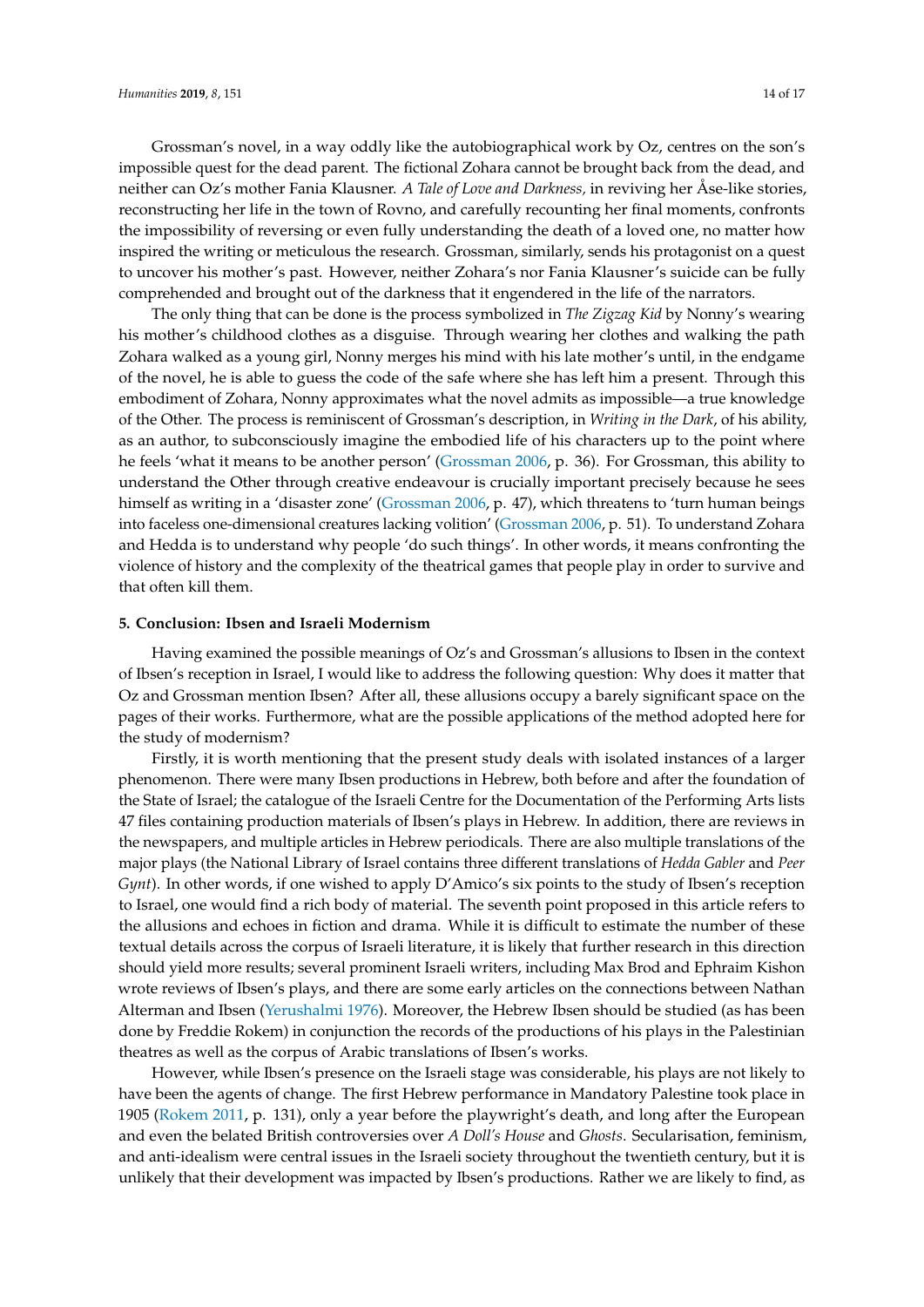Grossman's novel, in a way oddly like the autobiographical work by Oz, centres on the son's impossible quest for the dead parent. The fictional Zohara cannot be brought back from the dead, and neither can Oz's mother Fania Klausner. *A Tale of Love and Darkness,* in reviving her Åse-like stories, reconstructing her life in the town of Rovno, and carefully recounting her final moments, confronts the impossibility of reversing or even fully understanding the death of a loved one, no matter how inspired the writing or meticulous the research. Grossman, similarly, sends his protagonist on a quest to uncover his mother's past. However, neither Zohara's nor Fania Klausner's suicide can be fully comprehended and brought out of the darkness that it engendered in the life of the narrators.

The only thing that can be done is the process symbolized in *The Zigzag Kid* by Nonny's wearing his mother's childhood clothes as a disguise. Through wearing her clothes and walking the path Zohara walked as a young girl, Nonny merges his mind with his late mother's until, in the endgame of the novel, he is able to guess the code of the safe where she has left him a present. Through this embodiment of Zohara, Nonny approximates what the novel admits as impossible—a true knowledge of the Other. The process is reminiscent of Grossman's description, in *Writing in the Dark*, of his ability, as an author, to subconsciously imagine the embodied life of his characters up to the point where he feels 'what it means to be another person' (Grossman 2006, p. 36). For Grossman, this ability to understand the Other through creative endeavour is crucially important precisely because he sees himself as writing in a 'disaster zone' (Grossman 2006, p. 47), which threatens to 'turn human beings into faceless one-dimensional creatures lacking volition' (Grossman 2006, p. 51). To understand Zohara and Hedda is to understand why people 'do such things'. In other words, it means confronting the violence of history and the complexity of the theatrical games that people play in order to survive and that often kill them.

## 5. Conclusion: Ibsen and Israeli Modernism

Having examined the possible meanings of Oz's and Grossman's allusions to Ibsen in the context of Ibsen's reception in Israel, I would like to address the following question: Why does it matter that Oz and Grossman mention Ibsen? After all, these allusions occupy a barely significant space on the pages of their works. Furthermore, what are the possible applications of the method adopted here for the study of modernism?

Firstly, it is worth mentioning that the present study deals with isolated instances of a larger phenomenon. There were many Ibsen productions in Hebrew, both before and after the foundation of the State of Israel; the catalogue of the Israeli Centre for the Documentation of the Performing Arts lists 47 files containing production materials of Ibsen's plays in Hebrew. In addition, there are reviews in the newspapers, and multiple articles in Hebrew periodicals. There are also multiple translations of the major plays (the National Library of Israel contains three different translations of *Hedda Gabler* and *Peer Gynt*). In other words, if one wished to apply D'Amico's six points to the study of Ibsen's reception to Israel, one would find a rich body of material. The seventh point proposed in this article refers to the allusions and echoes in fiction and drama. While it is difficult to estimate the number of these textual details across the corpus of Israeli literature, it is likely that further research in this direction should yield more results; several prominent Israeli writers, including Max Brod and Ephraim Kishon wrote reviews of Ibsen's plays, and there are some early articles on the connections between Nathan Alterman and Ibsen (Yerushalmi 1976). Moreover, the Hebrew Ibsen should be studied (as has been done by Freddie Rokem) in conjunction the records of the productions of his plays in the Palestinian theatres as well as the corpus of Arabic translations of Ibsen's works.

However, while Ibsen's presence on the Israeli stage was considerable, his plays are not likely to have been the agents of change. The first Hebrew performance in Mandatory Palestine took place in 1905 (Rokem 2011, p. 131), only a year before the playwright's death, and long after the European and even the belated British controversies over *A Doll's House* and *Ghosts*. Secularisation, feminism, and anti-idealism were central issues in the Israeli society throughout the twentieth century, but it is unlikely that their development was impacted by Ibsen's productions. Rather we are likely to find, as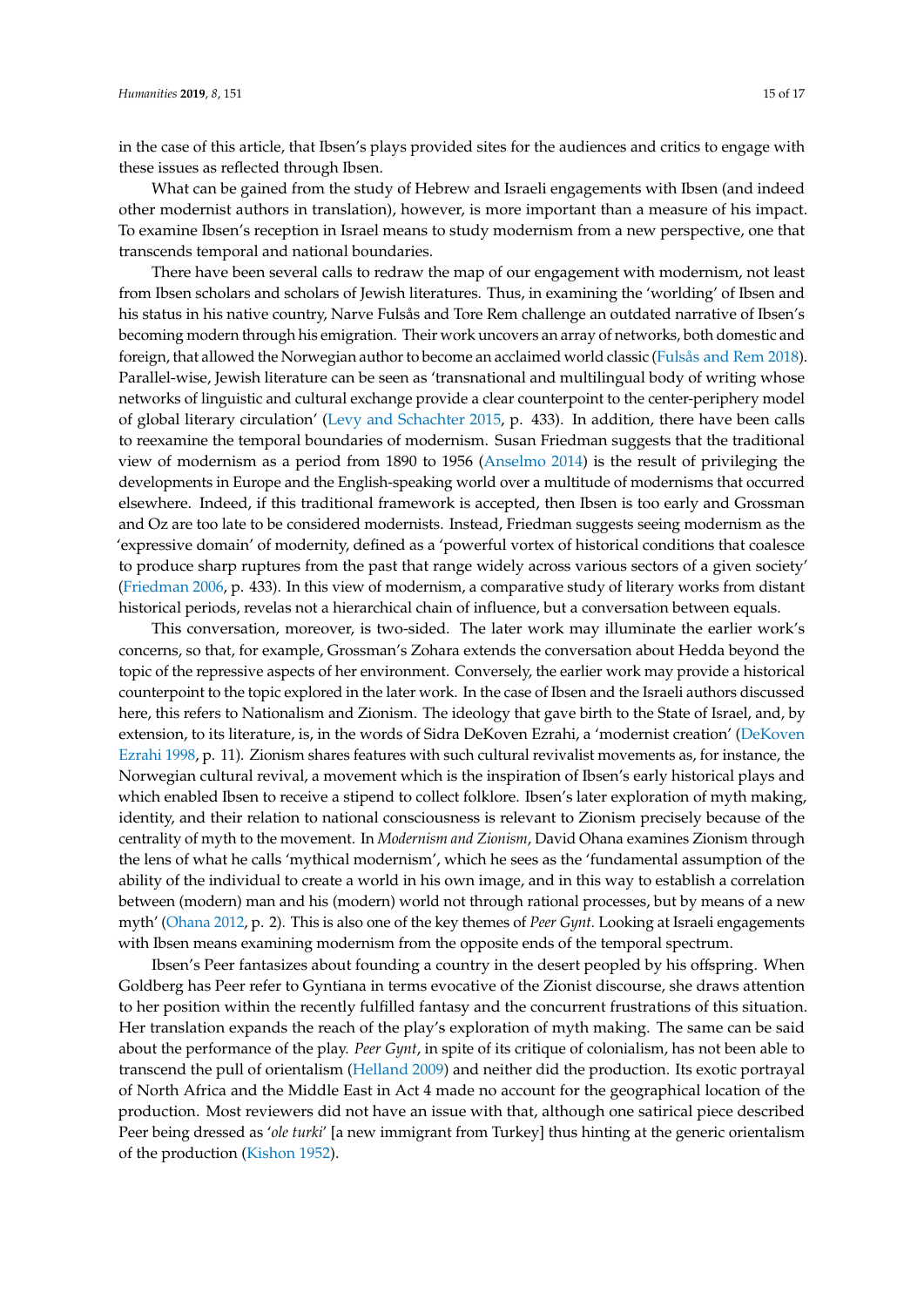in the case of this article, that Ibsen's plays provided sites for the audiences and critics to engage with these issues as reflected through Ibsen.

What can be gained from the study of Hebrew and Israeli engagements with Ibsen (and indeed other modernist authors in translation), however, is more important than a measure of his impact. To examine Ibsen's reception in Israel means to study modernism from a new perspective, one that transcends temporal and national boundaries.

There have been several calls to redraw the map of our engagement with modernism, not least from Ibsen scholars and scholars of Jewish literatures. Thus, in examining the 'worlding' of Ibsen and his status in his native country, Narve Fulsås and Tore Rem challenge an outdated narrative of Ibsen's becoming modern through his emigration. Their work uncovers an array of networks, both domestic and foreign, that allowed the Norwegian author to become an acclaimed world classic (Fulsås and Rem 2018). Parallel-wise, Jewish literature can be seen as 'transnational and multilingual body of writing whose networks of linguistic and cultural exchange provide a clear counterpoint to the center-periphery model of global literary circulation' (Levy and Schachter 2015, p. 433). In addition, there have been calls to reexamine the temporal boundaries of modernism. Susan Friedman suggests that the traditional view of modernism as a period from 1890 to 1956 (Anselmo 2014) is the result of privileging the developments in Europe and the English-speaking world over a multitude of modernisms that occurred elsewhere. Indeed, if this traditional framework is accepted, then Ibsen is too early and Grossman and Oz are too late to be considered modernists. Instead, Friedman suggests seeing modernism as the 'expressive domain' of modernity, defined as a 'powerful vortex of historical conditions that coalesce to produce sharp ruptures from the past that range widely across various sectors of a given society' (Friedman 2006, p. 433). In this view of modernism, a comparative study of literary works from distant historical periods, revelas not a hierarchical chain of influence, but a conversation between equals.

This conversation, moreover, is two-sided. The later work may illuminate the earlier work's concerns, so that, for example, Grossman's Zohara extends the conversation about Hedda beyond the topic of the repressive aspects of her environment. Conversely, the earlier work may provide a historical counterpoint to the topic explored in the later work. In the case of Ibsen and the Israeli authors discussed here, this refers to Nationalism and Zionism. The ideology that gave birth to the State of Israel, and, by extension, to its literature, is, in the words of Sidra DeKoven Ezrahi, a 'modernist creation' (DeKoven Ezrahi 1998, p. 11). Zionism shares features with such cultural revivalist movements as, for instance, the Norwegian cultural revival, a movement which is the inspiration of Ibsen's early historical plays and which enabled Ibsen to receive a stipend to collect folklore. Ibsen's later exploration of myth making, identity, and their relation to national consciousness is relevant to Zionism precisely because of the centrality of myth to the movement. In *Modernism and Zionism*, David Ohana examines Zionism through the lens of what he calls 'mythical modernism', which he sees as the 'fundamental assumption of the ability of the individual to create a world in his own image, and in this way to establish a correlation between (modern) man and his (modern) world not through rational processes, but by means of a new myth' (Ohana 2012, p. 2). This is also one of the key themes of *Peer Gynt*. Looking at Israeli engagements with Ibsen means examining modernism from the opposite ends of the temporal spectrum.

Ibsen's Peer fantasizes about founding a country in the desert peopled by his offspring. When Goldberg has Peer refer to Gyntiana in terms evocative of the Zionist discourse, she draws attention to her position within the recently fulfilled fantasy and the concurrent frustrations of this situation. Her translation expands the reach of the play's exploration of myth making. The same can be said about the performance of the play. *Peer Gynt*, in spite of its critique of colonialism, has not been able to transcend the pull of orientalism (Helland 2009) and neither did the production. Its exotic portrayal of North Africa and the Middle East in Act 4 made no account for the geographical location of the production. Most reviewers did not have an issue with that, although one satirical piece described Peer being dressed as '*ole turki*' [a new immigrant from Turkey] thus hinting at the generic orientalism of the production (Kishon 1952).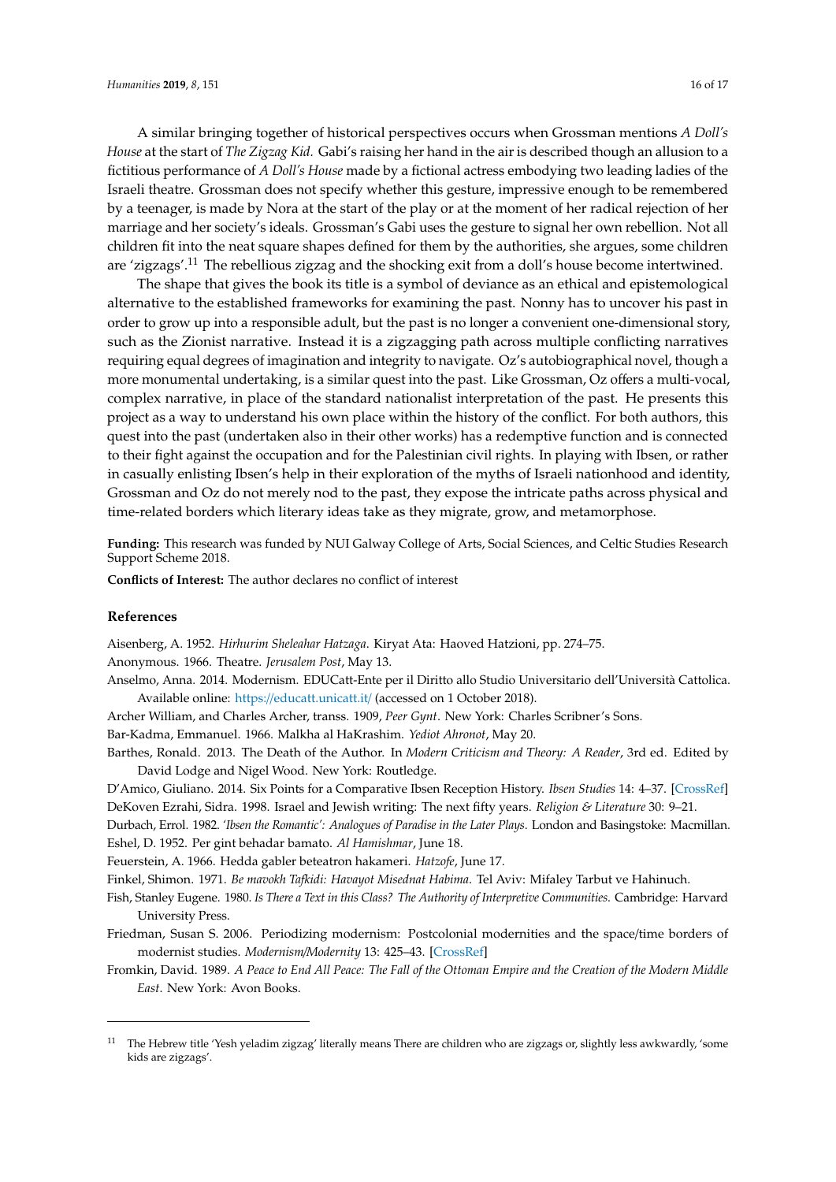A similar bringing together of historical perspectives occurs when Grossman mentions *A Doll's House* at the start of *The Zigzag Kid.* Gabi's raising her hand in the air is described though an allusion to a fictitious performance of *A Doll's House* made by a fictional actress embodying two leading ladies of the Israeli theatre. Grossman does not specify whether this gesture, impressive enough to be remembered by a teenager, is made by Nora at the start of the play or at the moment of her radical rejection of her marriage and her society's ideals. Grossman's Gabi uses the gesture to signal her own rebellion. Not all children fit into the neat square shapes defined for them by the authorities, she argues, some children are 'zigzags'.[11] The rebellious zigzag and the shocking exit from a doll's house become intertwined.

The shape that gives the book its title is a symbol of deviance as an ethical and epistemological alternative to the established frameworks for examining the past. Nonny has to uncover his past in order to grow up into a responsible adult, but the past is no longer a convenient one-dimensional story, such as the Zionist narrative. Instead it is a zigzagging path across multiple conflicting narratives requiring equal degrees of imagination and integrity to navigate. Oz's autobiographical novel, though a more monumental undertaking, is a similar quest into the past. Like Grossman, Oz offers a multi-vocal, complex narrative, in place of the standard nationalist interpretation of the past. He presents this project as a way to understand his own place within the history of the conflict. For both authors, this quest into the past (undertaken also in their other works) has a redemptive function and is connected to their fight against the occupation and for the Palestinian civil rights. In playing with Ibsen, or rather in casually enlisting Ibsen's help in their exploration of the myths of Israeli nationhood and identity, Grossman and Oz do not merely nod to the past, they expose the intricate paths across physical and time-related borders which literary ideas take as they migrate, grow, and metamorphose.

**Funding:** This research was funded by NUI Galway College of Arts, Social Sciences, and Celtic Studies Research Support Scheme 2018.

**Conflicts of Interest:** The author declares no conflict of interest

## References

Aisenberg, A. 1952. *Hirhurim Sheleahar Hatzaga*. Kiryat Ata: Haoved Hatzioni, pp. 274–75.

Anonymous. 1966. Theatre. *Jerusalem Post*, May 13.

Anselmo, Anna. 2014. Modernism. EDUCatt-Ente per il Diritto allo Studio Universitario dell'Università Cattolica. Available online: https://educatt.unicatt.it/ (accessed on 1 October 2018).

Archer William, and Charles Archer, transs. 1909, *Peer Gynt*. New York: Charles Scribner's Sons.

Bar-Kadma, Emmanuel. 1966. Malkha al HaKrashim. *Yediot Ahronot*, May 20.

Barthes, Ronald. 2013. The Death of the Author. In *Modern Criticism and Theory: A Reader*, 3rd ed. Edited by David Lodge and Nigel Wood. New York: Routledge.

D'Amico, Giuliano. 2014. Six Points for a Comparative Ibsen Reception History. *Ibsen Studies* 14: 4–37. [CrossRef]

DeKoven Ezrahi, Sidra. 1998. Israel and Jewish writing: The next fifty years. *Religion & Literature* 30: 9–21.

Durbach, Errol. 1982. *'Ibsen the Romantic': Analogues of Paradise in the Later Plays*. London and Basingstoke: Macmillan.

Eshel, D. 1952. Per gint behadar bamato. *Al Hamishmar*, June 18.

Feuerstein, A. 1966. Hedda gabler beteatron hakameri. *Hatzofe*, June 17.

Finkel, Shimon. 1971. *Be mavokh Tafkidi: Havayot Misednat Habima*. Tel Aviv: Mifaley Tarbut ve Hahinuch.

Fish, Stanley Eugene. 1980. *Is There a Text in this Class? The Authority of Interpretive Communities*. Cambridge: Harvard University Press.

Friedman, Susan S. 2006. Periodizing modernism: Postcolonial modernities and the space/time borders of modernist studies. *Modernism/Modernity* 13: 425–43. [CrossRef]

Fromkin, David. 1989. *A Peace to End All Peace: The Fall of the Ottoman Empire and the Creation of the Modern Middle East*. New York: Avon Books.

---

[11] The Hebrew title 'Yesh yeladim zigzag' literally means There are children who are zigzags or, slightly less awkwardly, 'some kids are zigzags'.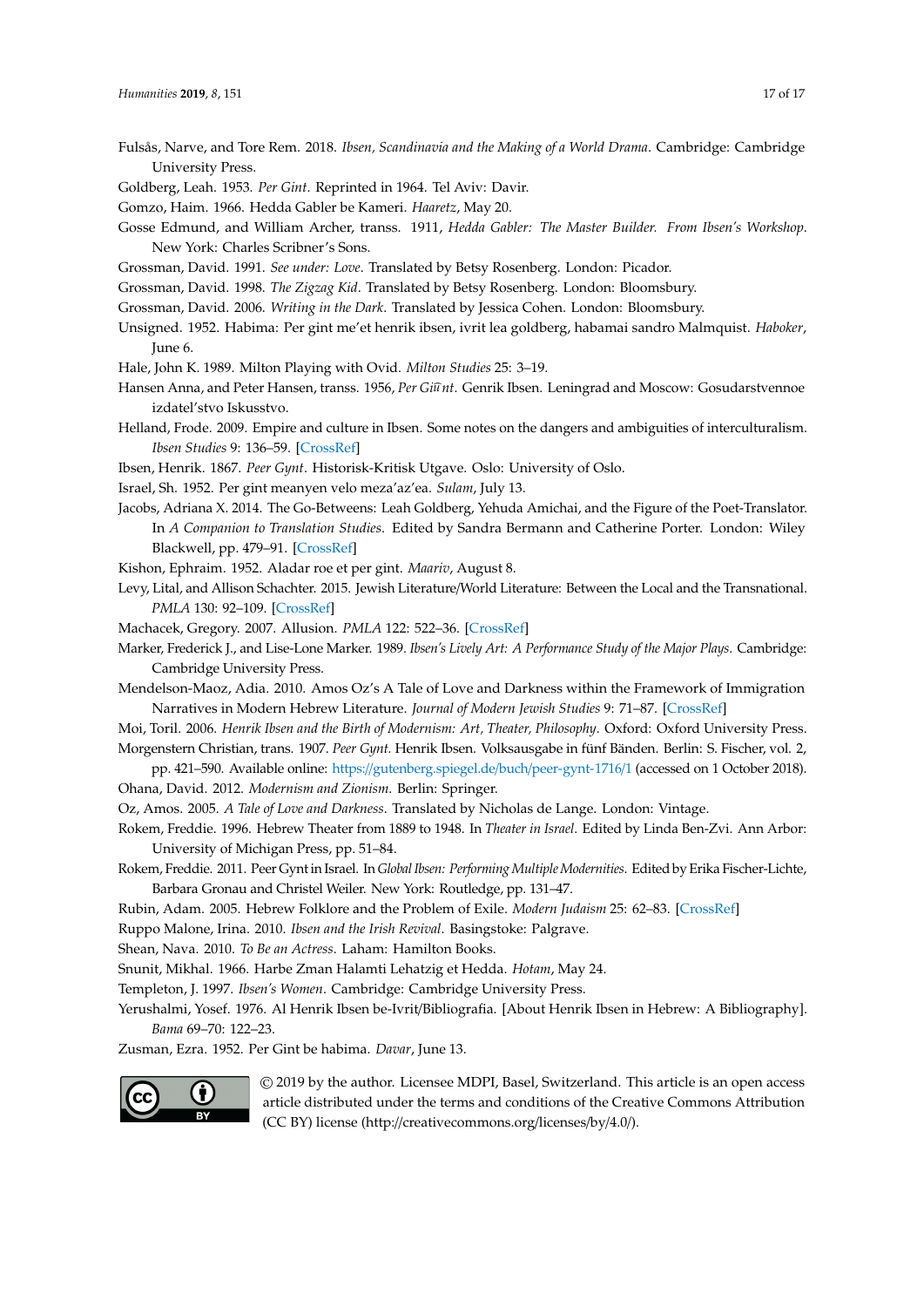Fulsås, Narve, and Tore Rem. 2018. *Ibsen, Scandinavia and the Making of a World Drama*. Cambridge: Cambridge University Press.

Goldberg, Leah. 1953. *Per Gint*. Reprinted in 1964. Tel Aviv: Davir.

Gomzo, Haim. 1966. Hedda Gabler be Kameri. *Haaretz*, May 20.

Gosse Edmund, and William Archer, transs. 1911, *Hedda Gabler: The Master Builder. From Ibsen's Workshop*. New York: Charles Scribner's Sons.

Grossman, David. 1991. *See under: Love*. Translated by Betsy Rosenberg. London: Picador.

Grossman, David. 1998. *The Zigzag Kid*. Translated by Betsy Rosenberg. London: Bloomsbury.

Grossman, David. 2006. *Writing in the Dark*. Translated by Jessica Cohen. London: Bloomsbury.

Unsigned. 1952. Habima: Per gint me'et henrik ibsen, ivrit lea goldberg, habamai sandro Malmquist. *Haboker*, June 6.

Hale, John K. 1989. Milton Playing with Ovid. *Milton Studies* 25: 3–19.

Hansen Anna, and Peter Hansen, transs. 1956, *Per Gi͡unt*. Genrik Ibsen. Leningrad and Moscow: Gosudarstvennoe izdatel'stvo Iskusstvo.

Helland, Frode. 2009. Empire and culture in Ibsen. Some notes on the dangers and ambiguities of interculturalism. *Ibsen Studies* 9: 136–59. [CrossRef]

Ibsen, Henrik. 1867. *Peer Gynt*. Historisk-Kritisk Utgave. Oslo: University of Oslo.

Israel, Sh. 1952. Per gint meanyen velo meza'az'ea. *Sulam*, July 13.

Jacobs, Adriana X. 2014. The Go-Betweens: Leah Goldberg, Yehuda Amichai, and the Figure of the Poet-Translator. In *A Companion to Translation Studies*. Edited by Sandra Bermann and Catherine Porter. London: Wiley Blackwell, pp. 479–91. [CrossRef]

Kishon, Ephraim. 1952. Aladar roe et per gint. *Maariv*, August 8.

Levy, Lital, and Allison Schachter. 2015. Jewish Literature/World Literature: Between the Local and the Transnational. *PMLA* 130: 92–109. [CrossRef]

Machacek, Gregory. 2007. Allusion. *PMLA* 122: 522–36. [CrossRef]

Marker, Frederick J., and Lise-Lone Marker. 1989. *Ibsen's Lively Art: A Performance Study of the Major Plays*. Cambridge: Cambridge University Press.

Mendelson-Maoz, Adia. 2010. Amos Oz's A Tale of Love and Darkness within the Framework of Immigration Narratives in Modern Hebrew Literature. *Journal of Modern Jewish Studies* 9: 71–87. [CrossRef]

Moi, Toril. 2006. *Henrik Ibsen and the Birth of Modernism: Art, Theater, Philosophy*. Oxford: Oxford University Press.

Morgenstern Christian, trans. 1907. *Peer Gynt*. Henrik Ibsen. Volksausgabe in fünf Bänden. Berlin: S. Fischer, vol. 2, pp. 421–590. Available online: https://gutenberg.spiegel.de/buch/peer-gynt-1716/1 (accessed on 1 October 2018).

Ohana, David. 2012. *Modernism and Zionism*. Berlin: Springer.

Oz, Amos. 2005. *A Tale of Love and Darkness*. Translated by Nicholas de Lange. London: Vintage.

Rokem, Freddie. 1996. Hebrew Theater from 1889 to 1948. In *Theater in Israel*. Edited by Linda Ben-Zvi. Ann Arbor: University of Michigan Press, pp. 51–84.

Rokem, Freddie. 2011. Peer Gynt in Israel. In *Global Ibsen: Performing Multiple Modernities*. Edited by Erika Fischer-Lichte, Barbara Gronau and Christel Weiler. New York: Routledge, pp. 131–47.

Rubin, Adam. 2005. Hebrew Folklore and the Problem of Exile. *Modern Judaism* 25: 62–83. [CrossRef]

Ruppo Malone, Irina. 2010. *Ibsen and the Irish Revival*. Basingstoke: Palgrave.

Shean, Nava. 2010. *To Be an Actress*. Laham: Hamilton Books.

Snunit, Mikhal. 1966. Harbe Zman Halamti Lehatzig et Hedda. *Hotam*, May 24.

Templeton, J. 1997. *Ibsen's Women*. Cambridge: Cambridge University Press.

Yerushalmi, Yosef. 1976. Al Henrik Ibsen be-Ivrit/Bibliografia. [About Henrik Ibsen in Hebrew: A Bibliography]. *Bama* 69–70: 122–23.

Zusman, Ezra. 1952. Per Gint be habima. *Davar*, June 13.

© 2019 by the author. Licensee MDPI, Basel, Switzerland. This article is an open access article distributed under the terms and conditions of the Creative Commons Attribution (CC BY) license (http://creativecommons.org/licenses/by/4.0/).